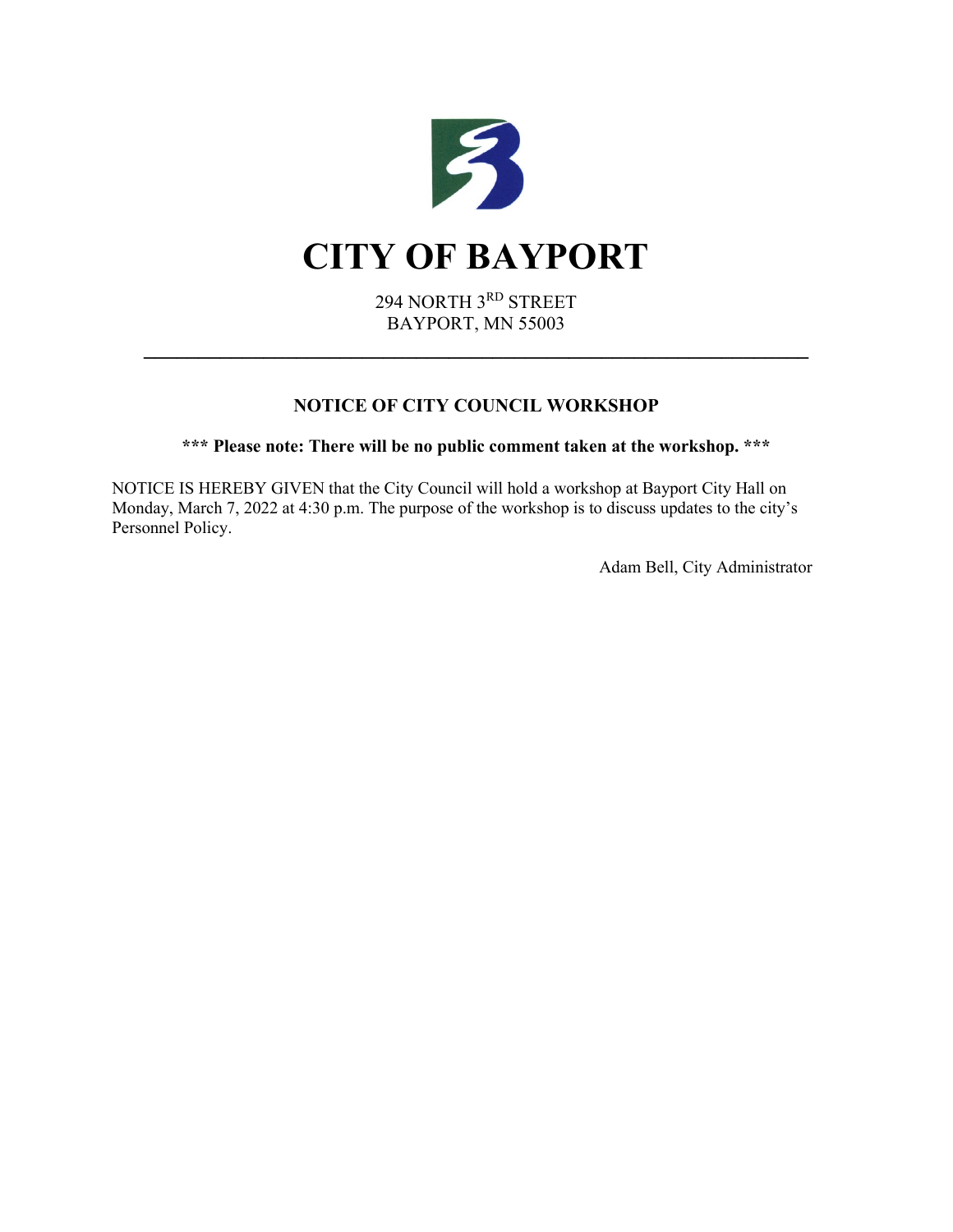# CITY OF BAYPORT

294 NORTH 3RD STREET
BAYPORT, MN 55003

---

## NOTICE OF CITY COUNCIL WORKSHOP

**\*\*\* Please note: There will be no public comment taken at the workshop. \*\*\***

NOTICE IS HEREBY GIVEN that the City Council will hold a workshop at Bayport City Hall on Monday, March 7, 2022 at 4:30 p.m. The purpose of the workshop is to discuss updates to the city's Personnel Policy.

Adam Bell, City Administrator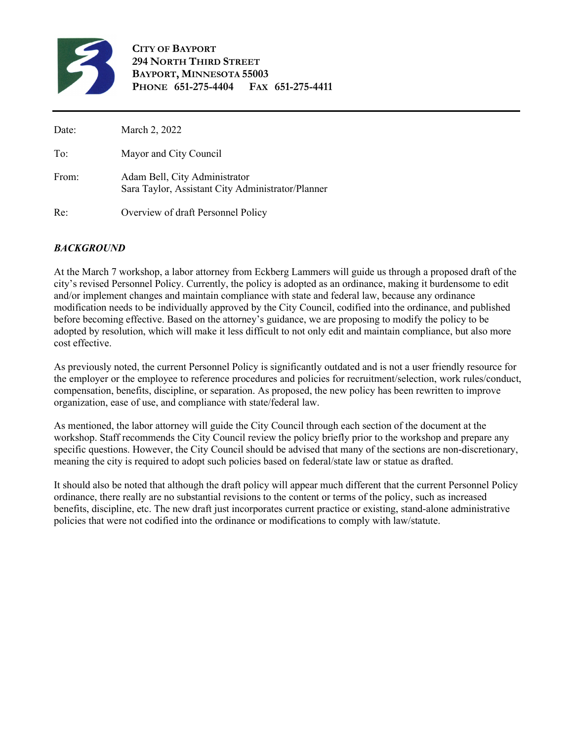**CITY OF BAYPORT**
**294 NORTH THIRD STREET**
**BAYPORT, MINNESOTA 55003**
**PHONE 651-275-4404 FAX 651-275-4411**

---

| | |
|---|---|
| Date: | March 2, 2022 |
| To: | Mayor and City Council |
| From: | Adam Bell, City Administrator<br>Sara Taylor, Assistant City Administrator/Planner |
| Re: | Overview of draft Personnel Policy |

***BACKGROUND***

At the March 7 workshop, a labor attorney from Eckberg Lammers will guide us through a proposed draft of the city's revised Personnel Policy. Currently, the policy is adopted as an ordinance, making it burdensome to edit and/or implement changes and maintain compliance with state and federal law, because any ordinance modification needs to be individually approved by the City Council, codified into the ordinance, and published before becoming effective. Based on the attorney's guidance, we are proposing to modify the policy to be adopted by resolution, which will make it less difficult to not only edit and maintain compliance, but also more cost effective.

As previously noted, the current Personnel Policy is significantly outdated and is not a user friendly resource for the employer or the employee to reference procedures and policies for recruitment/selection, work rules/conduct, compensation, benefits, discipline, or separation. As proposed, the new policy has been rewritten to improve organization, ease of use, and compliance with state/federal law.

As mentioned, the labor attorney will guide the City Council through each section of the document at the workshop. Staff recommends the City Council review the policy briefly prior to the workshop and prepare any specific questions. However, the City Council should be advised that many of the sections are non-discretionary, meaning the city is required to adopt such policies based on federal/state law or statue as drafted.

It should also be noted that although the draft policy will appear much different that the current Personnel Policy ordinance, there really are no substantial revisions to the content or terms of the policy, such as increased benefits, discipline, etc. The new draft just incorporates current practice or existing, stand-alone administrative policies that were not codified into the ordinance or modifications to comply with law/statute.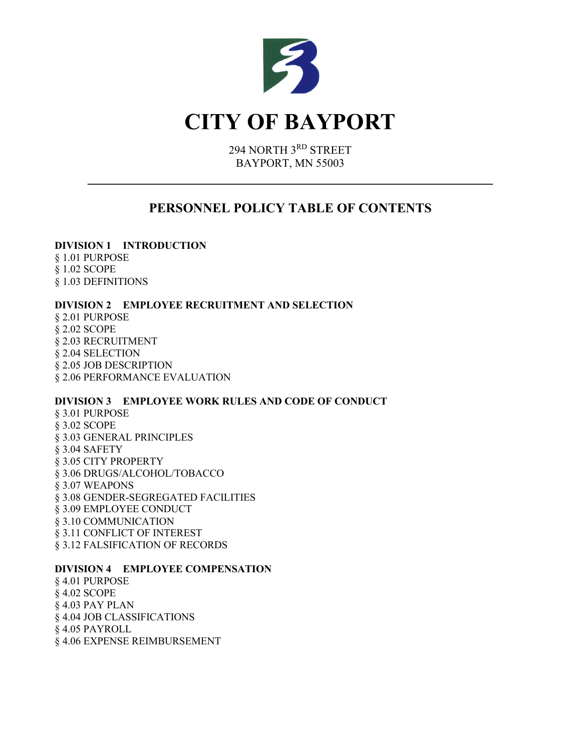# CITY OF BAYPORT

294 NORTH 3RD STREET
BAYPORT, MN 55003

---

## PERSONNEL POLICY TABLE OF CONTENTS

**DIVISION 1 INTRODUCTION**

§ 1.01 PURPOSE
§ 1.02 SCOPE
§ 1.03 DEFINITIONS

**DIVISION 2 EMPLOYEE RECRUITMENT AND SELECTION**

§ 2.01 PURPOSE
§ 2.02 SCOPE
§ 2.03 RECRUITMENT
§ 2.04 SELECTION
§ 2.05 JOB DESCRIPTION
§ 2.06 PERFORMANCE EVALUATION

**DIVISION 3 EMPLOYEE WORK RULES AND CODE OF CONDUCT**

§ 3.01 PURPOSE
§ 3.02 SCOPE
§ 3.03 GENERAL PRINCIPLES
§ 3.04 SAFETY
§ 3.05 CITY PROPERTY
§ 3.06 DRUGS/ALCOHOL/TOBACCO
§ 3.07 WEAPONS
§ 3.08 GENDER-SEGREGATED FACILITIES
§ 3.09 EMPLOYEE CONDUCT
§ 3.10 COMMUNICATION
§ 3.11 CONFLICT OF INTEREST
§ 3.12 FALSIFICATION OF RECORDS

**DIVISION 4 EMPLOYEE COMPENSATION**

§ 4.01 PURPOSE
§ 4.02 SCOPE
§ 4.03 PAY PLAN
§ 4.04 JOB CLASSIFICATIONS
§ 4.05 PAYROLL
§ 4.06 EXPENSE REIMBURSEMENT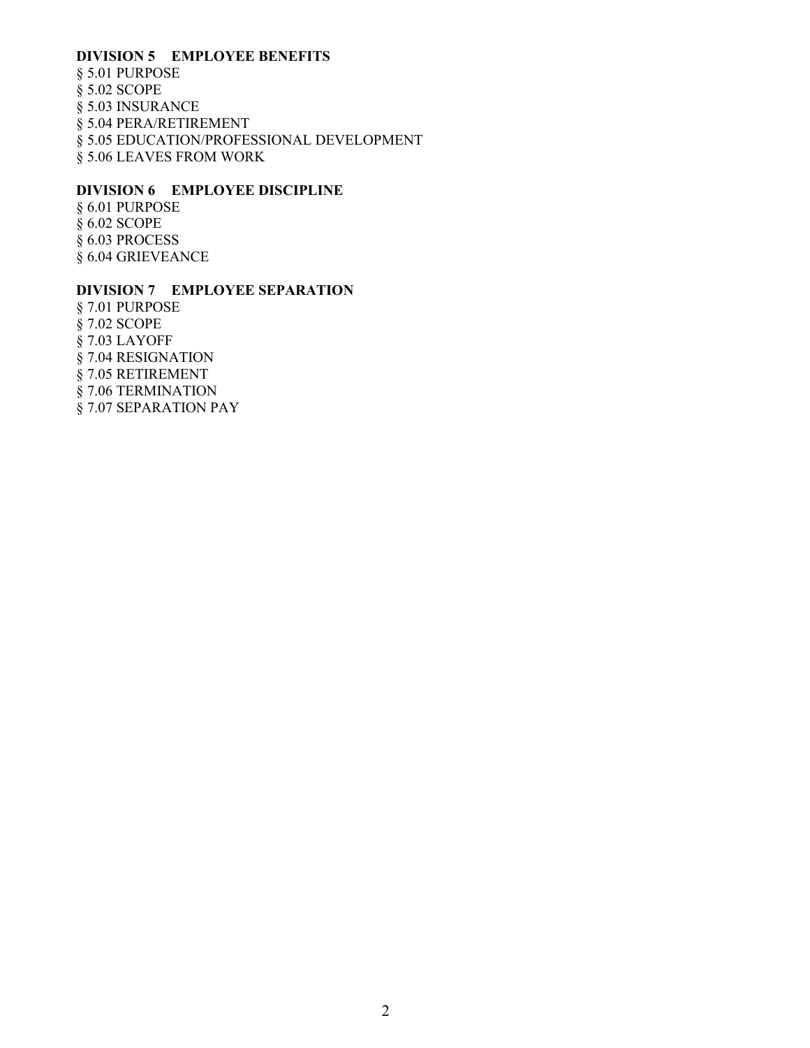**DIVISION 5    EMPLOYEE BENEFITS**

§ 5.01 PURPOSE
§ 5.02 SCOPE
§ 5.03 INSURANCE
§ 5.04 PERA/RETIREMENT
§ 5.05 EDUCATION/PROFESSIONAL DEVELOPMENT
§ 5.06 LEAVES FROM WORK

**DIVISION 6    EMPLOYEE DISCIPLINE**

§ 6.01 PURPOSE
§ 6.02 SCOPE
§ 6.03 PROCESS
§ 6.04 GRIEVEANCE

**DIVISION 7    EMPLOYEE SEPARATION**

§ 7.01 PURPOSE
§ 7.02 SCOPE
§ 7.03 LAYOFF
§ 7.04 RESIGNATION
§ 7.05 RETIREMENT
§ 7.06 TERMINATION
§ 7.07 SEPARATION PAY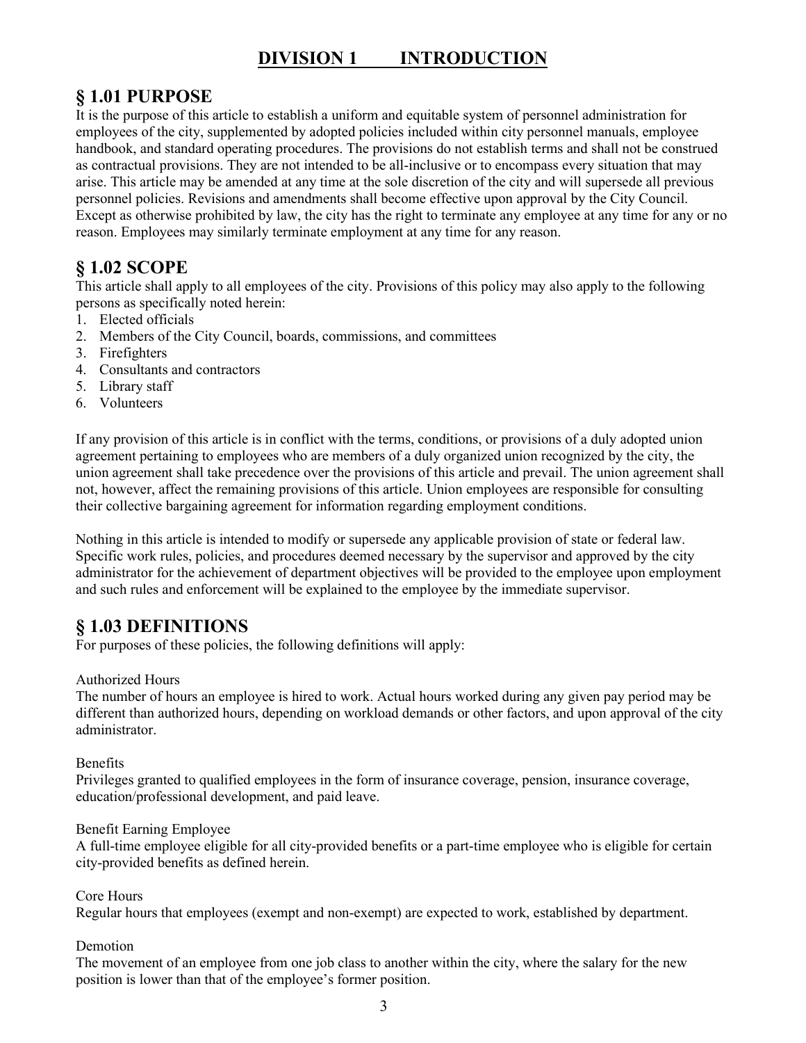# DIVISION 1 INTRODUCTION

## § 1.01 PURPOSE

It is the purpose of this article to establish a uniform and equitable system of personnel administration for employees of the city, supplemented by adopted policies included within city personnel manuals, employee handbook, and standard operating procedures. The provisions do not establish terms and shall not be construed as contractual provisions. They are not intended to be all-inclusive or to encompass every situation that may arise. This article may be amended at any time at the sole discretion of the city and will supersede all previous personnel policies. Revisions and amendments shall become effective upon approval by the City Council. Except as otherwise prohibited by law, the city has the right to terminate any employee at any time for any or no reason. Employees may similarly terminate employment at any time for any reason.

## § 1.02 SCOPE

This article shall apply to all employees of the city. Provisions of this policy may also apply to the following persons as specifically noted herein:

1. Elected officials
2. Members of the City Council, boards, commissions, and committees
3. Firefighters
4. Consultants and contractors
5. Library staff
6. Volunteers

If any provision of this article is in conflict with the terms, conditions, or provisions of a duly adopted union agreement pertaining to employees who are members of a duly organized union recognized by the city, the union agreement shall take precedence over the provisions of this article and prevail. The union agreement shall not, however, affect the remaining provisions of this article. Union employees are responsible for consulting their collective bargaining agreement for information regarding employment conditions.

Nothing in this article is intended to modify or supersede any applicable provision of state or federal law. Specific work rules, policies, and procedures deemed necessary by the supervisor and approved by the city administrator for the achievement of department objectives will be provided to the employee upon employment and such rules and enforcement will be explained to the employee by the immediate supervisor.

## § 1.03 DEFINITIONS

For purposes of these policies, the following definitions will apply:

Authorized Hours
The number of hours an employee is hired to work. Actual hours worked during any given pay period may be different than authorized hours, depending on workload demands or other factors, and upon approval of the city administrator.

Benefits
Privileges granted to qualified employees in the form of insurance coverage, pension, insurance coverage, education/professional development, and paid leave.

Benefit Earning Employee
A full-time employee eligible for all city-provided benefits or a part-time employee who is eligible for certain city-provided benefits as defined herein.

Core Hours
Regular hours that employees (exempt and non-exempt) are expected to work, established by department.

Demotion
The movement of an employee from one job class to another within the city, where the salary for the new position is lower than that of the employee's former position.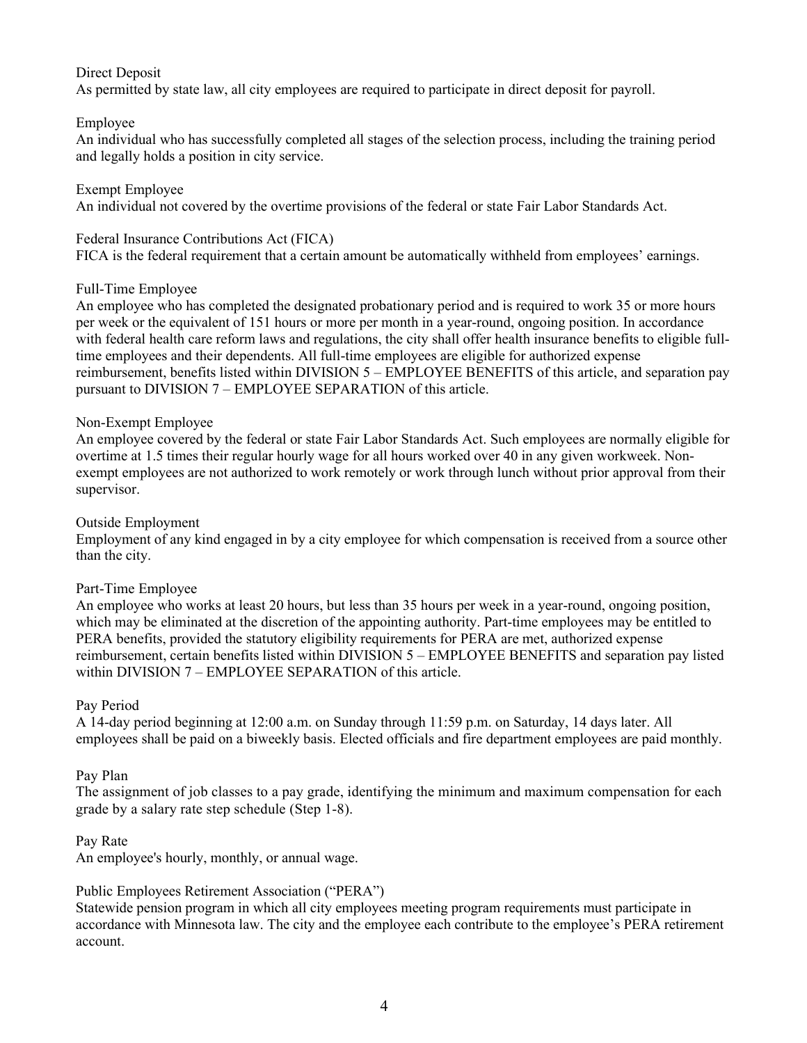Direct Deposit

As permitted by state law, all city employees are required to participate in direct deposit for payroll.

Employee

An individual who has successfully completed all stages of the selection process, including the training period and legally holds a position in city service.

Exempt Employee

An individual not covered by the overtime provisions of the federal or state Fair Labor Standards Act.

Federal Insurance Contributions Act (FICA)

FICA is the federal requirement that a certain amount be automatically withheld from employees' earnings.

Full-Time Employee

An employee who has completed the designated probationary period and is required to work 35 or more hours per week or the equivalent of 151 hours or more per month in a year-round, ongoing position. In accordance with federal health care reform laws and regulations, the city shall offer health insurance benefits to eligible full-time employees and their dependents. All full-time employees are eligible for authorized expense reimbursement, benefits listed within DIVISION 5 – EMPLOYEE BENEFITS of this article, and separation pay pursuant to DIVISION 7 – EMPLOYEE SEPARATION of this article.

Non-Exempt Employee

An employee covered by the federal or state Fair Labor Standards Act. Such employees are normally eligible for overtime at 1.5 times their regular hourly wage for all hours worked over 40 in any given workweek. Non-exempt employees are not authorized to work remotely or work through lunch without prior approval from their supervisor.

Outside Employment

Employment of any kind engaged in by a city employee for which compensation is received from a source other than the city.

Part-Time Employee

An employee who works at least 20 hours, but less than 35 hours per week in a year-round, ongoing position, which may be eliminated at the discretion of the appointing authority. Part-time employees may be entitled to PERA benefits, provided the statutory eligibility requirements for PERA are met, authorized expense reimbursement, certain benefits listed within DIVISION 5 – EMPLOYEE BENEFITS and separation pay listed within DIVISION 7 – EMPLOYEE SEPARATION of this article.

Pay Period

A 14-day period beginning at 12:00 a.m. on Sunday through 11:59 p.m. on Saturday, 14 days later. All employees shall be paid on a biweekly basis. Elected officials and fire department employees are paid monthly.

Pay Plan

The assignment of job classes to a pay grade, identifying the minimum and maximum compensation for each grade by a salary rate step schedule (Step 1-8).

Pay Rate

An employee's hourly, monthly, or annual wage.

Public Employees Retirement Association ("PERA")

Statewide pension program in which all city employees meeting program requirements must participate in accordance with Minnesota law. The city and the employee each contribute to the employee's PERA retirement account.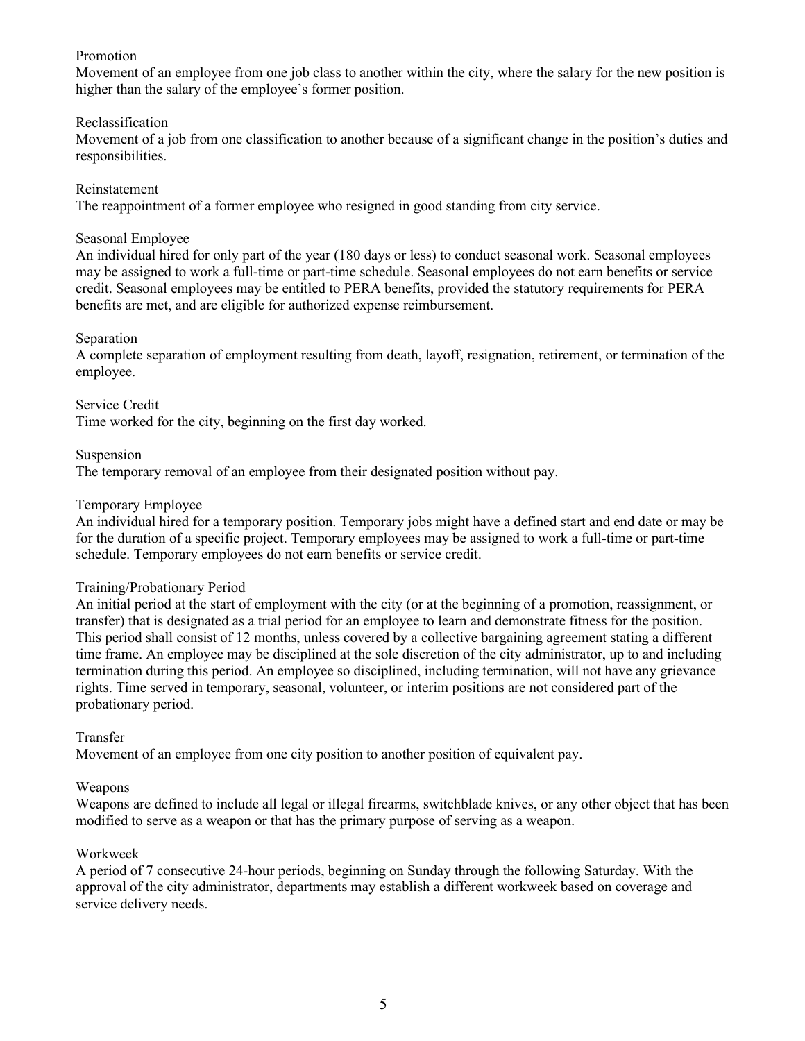Promotion

Movement of an employee from one job class to another within the city, where the salary for the new position is higher than the salary of the employee's former position.

Reclassification

Movement of a job from one classification to another because of a significant change in the position's duties and responsibilities.

Reinstatement

The reappointment of a former employee who resigned in good standing from city service.

Seasonal Employee

An individual hired for only part of the year (180 days or less) to conduct seasonal work. Seasonal employees may be assigned to work a full-time or part-time schedule. Seasonal employees do not earn benefits or service credit. Seasonal employees may be entitled to PERA benefits, provided the statutory requirements for PERA benefits are met, and are eligible for authorized expense reimbursement.

Separation

A complete separation of employment resulting from death, layoff, resignation, retirement, or termination of the employee.

Service Credit

Time worked for the city, beginning on the first day worked.

Suspension

The temporary removal of an employee from their designated position without pay.

Temporary Employee

An individual hired for a temporary position. Temporary jobs might have a defined start and end date or may be for the duration of a specific project. Temporary employees may be assigned to work a full-time or part-time schedule. Temporary employees do not earn benefits or service credit.

Training/Probationary Period

An initial period at the start of employment with the city (or at the beginning of a promotion, reassignment, or transfer) that is designated as a trial period for an employee to learn and demonstrate fitness for the position. This period shall consist of 12 months, unless covered by a collective bargaining agreement stating a different time frame. An employee may be disciplined at the sole discretion of the city administrator, up to and including termination during this period. An employee so disciplined, including termination, will not have any grievance rights. Time served in temporary, seasonal, volunteer, or interim positions are not considered part of the probationary period.

Transfer

Movement of an employee from one city position to another position of equivalent pay.

Weapons

Weapons are defined to include all legal or illegal firearms, switchblade knives, or any other object that has been modified to serve as a weapon or that has the primary purpose of serving as a weapon.

Workweek

A period of 7 consecutive 24-hour periods, beginning on Sunday through the following Saturday. With the approval of the city administrator, departments may establish a different workweek based on coverage and service delivery needs.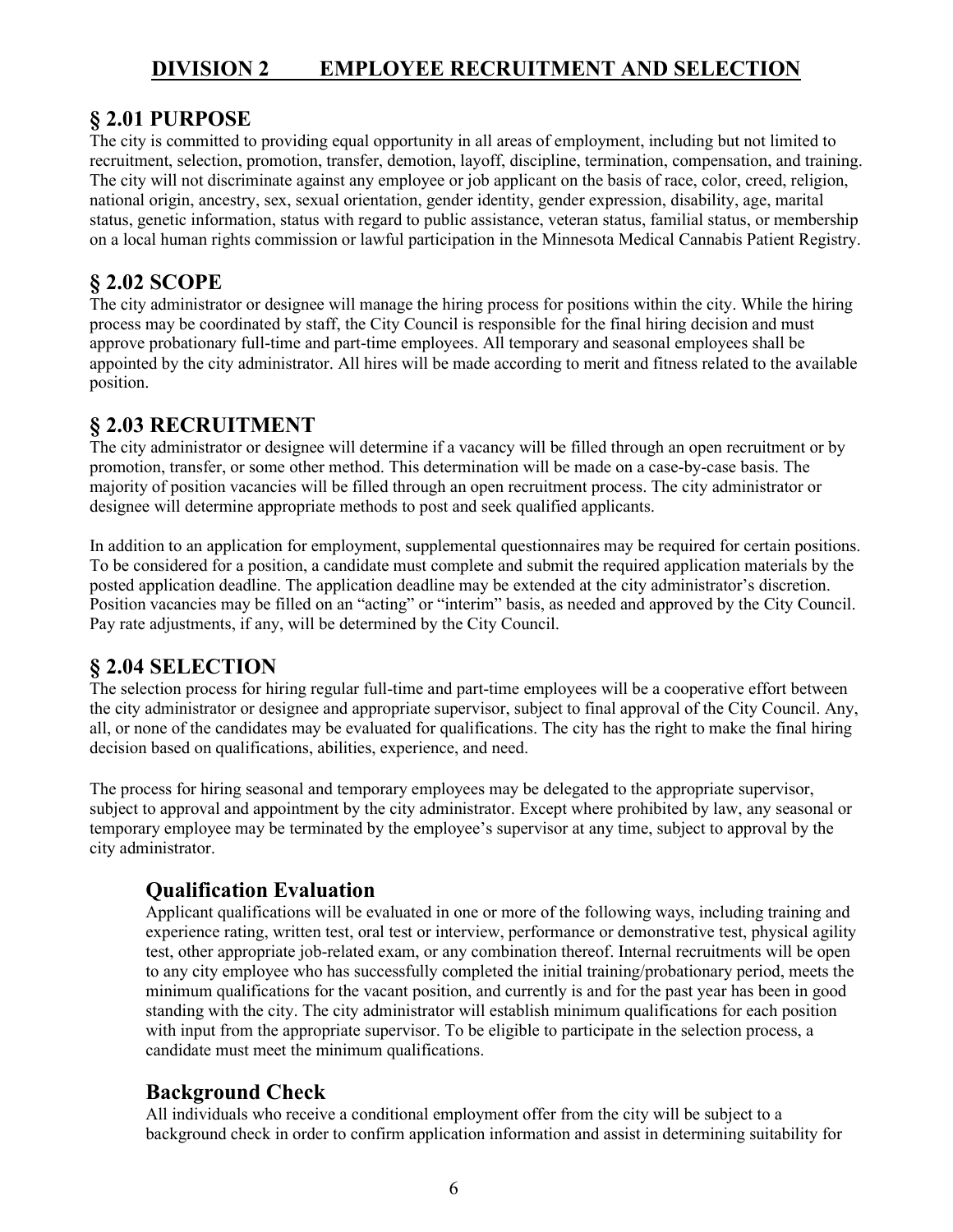# DIVISION 2 EMPLOYEE RECRUITMENT AND SELECTION

## § 2.01 PURPOSE

The city is committed to providing equal opportunity in all areas of employment, including but not limited to recruitment, selection, promotion, transfer, demotion, layoff, discipline, termination, compensation, and training. The city will not discriminate against any employee or job applicant on the basis of race, color, creed, religion, national origin, ancestry, sex, sexual orientation, gender identity, gender expression, disability, age, marital status, genetic information, status with regard to public assistance, veteran status, familial status, or membership on a local human rights commission or lawful participation in the Minnesota Medical Cannabis Patient Registry.

## § 2.02 SCOPE

The city administrator or designee will manage the hiring process for positions within the city. While the hiring process may be coordinated by staff, the City Council is responsible for the final hiring decision and must approve probationary full-time and part-time employees. All temporary and seasonal employees shall be appointed by the city administrator. All hires will be made according to merit and fitness related to the available position.

## § 2.03 RECRUITMENT

The city administrator or designee will determine if a vacancy will be filled through an open recruitment or by promotion, transfer, or some other method. This determination will be made on a case-by-case basis. The majority of position vacancies will be filled through an open recruitment process. The city administrator or designee will determine appropriate methods to post and seek qualified applicants.

In addition to an application for employment, supplemental questionnaires may be required for certain positions. To be considered for a position, a candidate must complete and submit the required application materials by the posted application deadline. The application deadline may be extended at the city administrator's discretion. Position vacancies may be filled on an "acting" or "interim" basis, as needed and approved by the City Council. Pay rate adjustments, if any, will be determined by the City Council.

## § 2.04 SELECTION

The selection process for hiring regular full-time and part-time employees will be a cooperative effort between the city administrator or designee and appropriate supervisor, subject to final approval of the City Council. Any, all, or none of the candidates may be evaluated for qualifications. The city has the right to make the final hiring decision based on qualifications, abilities, experience, and need.

The process for hiring seasonal and temporary employees may be delegated to the appropriate supervisor, subject to approval and appointment by the city administrator. Except where prohibited by law, any seasonal or temporary employee may be terminated by the employee's supervisor at any time, subject to approval by the city administrator.

### Qualification Evaluation

Applicant qualifications will be evaluated in one or more of the following ways, including training and experience rating, written test, oral test or interview, performance or demonstrative test, physical agility test, other appropriate job-related exam, or any combination thereof. Internal recruitments will be open to any city employee who has successfully completed the initial training/probationary period, meets the minimum qualifications for the vacant position, and currently is and for the past year has been in good standing with the city. The city administrator will establish minimum qualifications for each position with input from the appropriate supervisor. To be eligible to participate in the selection process, a candidate must meet the minimum qualifications.

### Background Check

All individuals who receive a conditional employment offer from the city will be subject to a background check in order to confirm application information and assist in determining suitability for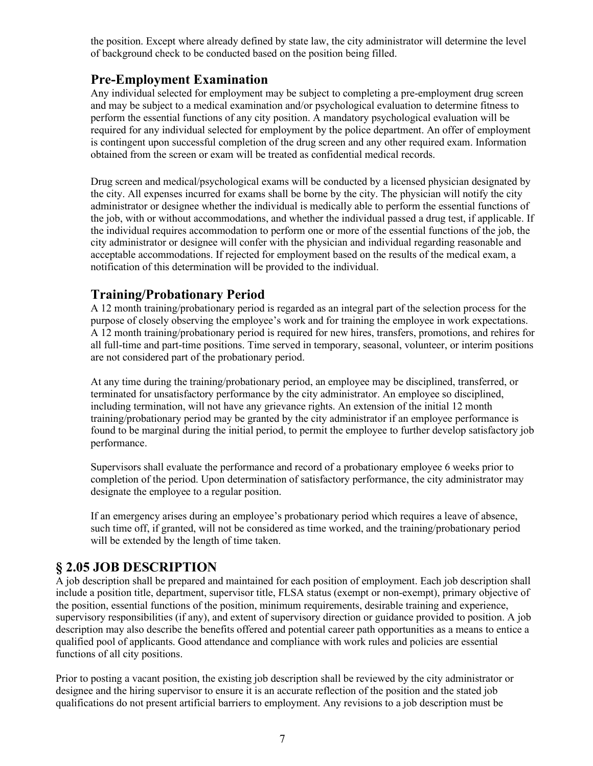the position. Except where already defined by state law, the city administrator will determine the level of background check to be conducted based on the position being filled.

### Pre-Employment Examination

Any individual selected for employment may be subject to completing a pre-employment drug screen and may be subject to a medical examination and/or psychological evaluation to determine fitness to perform the essential functions of any city position. A mandatory psychological evaluation will be required for any individual selected for employment by the police department. An offer of employment is contingent upon successful completion of the drug screen and any other required exam. Information obtained from the screen or exam will be treated as confidential medical records.

Drug screen and medical/psychological exams will be conducted by a licensed physician designated by the city. All expenses incurred for exams shall be borne by the city. The physician will notify the city administrator or designee whether the individual is medically able to perform the essential functions of the job, with or without accommodations, and whether the individual passed a drug test, if applicable. If the individual requires accommodation to perform one or more of the essential functions of the job, the city administrator or designee will confer with the physician and individual regarding reasonable and acceptable accommodations. If rejected for employment based on the results of the medical exam, a notification of this determination will be provided to the individual.

### Training/Probationary Period

A 12 month training/probationary period is regarded as an integral part of the selection process for the purpose of closely observing the employee's work and for training the employee in work expectations. A 12 month training/probationary period is required for new hires, transfers, promotions, and rehires for all full-time and part-time positions. Time served in temporary, seasonal, volunteer, or interim positions are not considered part of the probationary period.

At any time during the training/probationary period, an employee may be disciplined, transferred, or terminated for unsatisfactory performance by the city administrator. An employee so disciplined, including termination, will not have any grievance rights. An extension of the initial 12 month training/probationary period may be granted by the city administrator if an employee performance is found to be marginal during the initial period, to permit the employee to further develop satisfactory job performance.

Supervisors shall evaluate the performance and record of a probationary employee 6 weeks prior to completion of the period. Upon determination of satisfactory performance, the city administrator may designate the employee to a regular position.

If an emergency arises during an employee's probationary period which requires a leave of absence, such time off, if granted, will not be considered as time worked, and the training/probationary period will be extended by the length of time taken.

## § 2.05 JOB DESCRIPTION

A job description shall be prepared and maintained for each position of employment. Each job description shall include a position title, department, supervisor title, FLSA status (exempt or non-exempt), primary objective of the position, essential functions of the position, minimum requirements, desirable training and experience, supervisory responsibilities (if any), and extent of supervisory direction or guidance provided to position. A job description may also describe the benefits offered and potential career path opportunities as a means to entice a qualified pool of applicants. Good attendance and compliance with work rules and policies are essential functions of all city positions.

Prior to posting a vacant position, the existing job description shall be reviewed by the city administrator or designee and the hiring supervisor to ensure it is an accurate reflection of the position and the stated job qualifications do not present artificial barriers to employment. Any revisions to a job description must be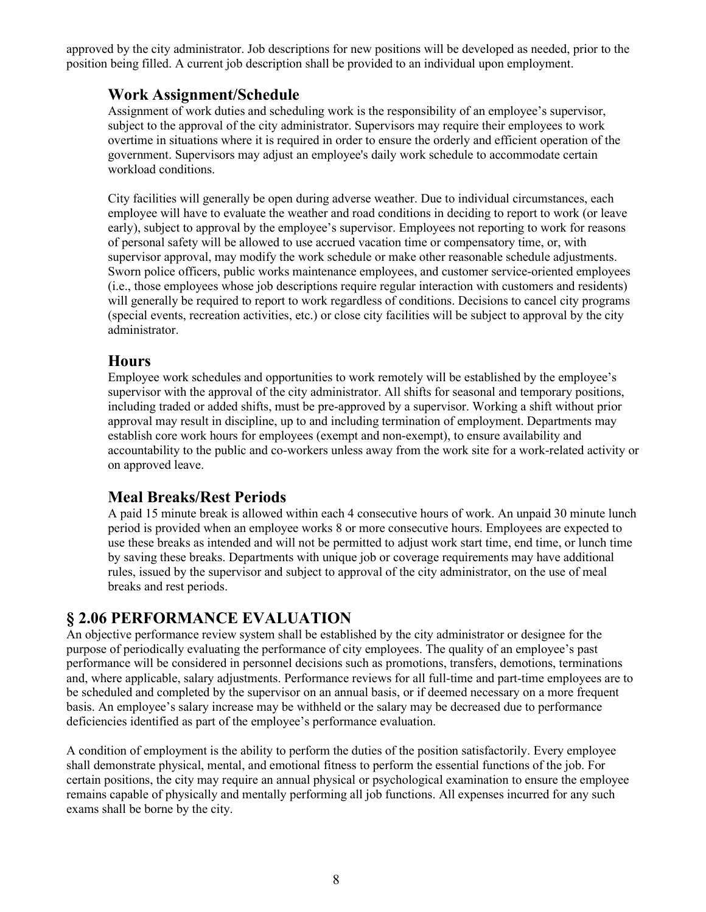approved by the city administrator. Job descriptions for new positions will be developed as needed, prior to the position being filled. A current job description shall be provided to an individual upon employment.

### Work Assignment/Schedule

Assignment of work duties and scheduling work is the responsibility of an employee's supervisor, subject to the approval of the city administrator. Supervisors may require their employees to work overtime in situations where it is required in order to ensure the orderly and efficient operation of the government. Supervisors may adjust an employee's daily work schedule to accommodate certain workload conditions.

City facilities will generally be open during adverse weather. Due to individual circumstances, each employee will have to evaluate the weather and road conditions in deciding to report to work (or leave early), subject to approval by the employee's supervisor. Employees not reporting to work for reasons of personal safety will be allowed to use accrued vacation time or compensatory time, or, with supervisor approval, may modify the work schedule or make other reasonable schedule adjustments. Sworn police officers, public works maintenance employees, and customer service-oriented employees (i.e., those employees whose job descriptions require regular interaction with customers and residents) will generally be required to report to work regardless of conditions. Decisions to cancel city programs (special events, recreation activities, etc.) or close city facilities will be subject to approval by the city administrator.

### Hours

Employee work schedules and opportunities to work remotely will be established by the employee's supervisor with the approval of the city administrator. All shifts for seasonal and temporary positions, including traded or added shifts, must be pre-approved by a supervisor. Working a shift without prior approval may result in discipline, up to and including termination of employment. Departments may establish core work hours for employees (exempt and non-exempt), to ensure availability and accountability to the public and co-workers unless away from the work site for a work-related activity or on approved leave.

### Meal Breaks/Rest Periods

A paid 15 minute break is allowed within each 4 consecutive hours of work. An unpaid 30 minute lunch period is provided when an employee works 8 or more consecutive hours. Employees are expected to use these breaks as intended and will not be permitted to adjust work start time, end time, or lunch time by saving these breaks. Departments with unique job or coverage requirements may have additional rules, issued by the supervisor and subject to approval of the city administrator, on the use of meal breaks and rest periods.

## § 2.06 PERFORMANCE EVALUATION

An objective performance review system shall be established by the city administrator or designee for the purpose of periodically evaluating the performance of city employees. The quality of an employee's past performance will be considered in personnel decisions such as promotions, transfers, demotions, terminations and, where applicable, salary adjustments. Performance reviews for all full-time and part-time employees are to be scheduled and completed by the supervisor on an annual basis, or if deemed necessary on a more frequent basis. An employee's salary increase may be withheld or the salary may be decreased due to performance deficiencies identified as part of the employee's performance evaluation.

A condition of employment is the ability to perform the duties of the position satisfactorily. Every employee shall demonstrate physical, mental, and emotional fitness to perform the essential functions of the job. For certain positions, the city may require an annual physical or psychological examination to ensure the employee remains capable of physically and mentally performing all job functions. All expenses incurred for any such exams shall be borne by the city.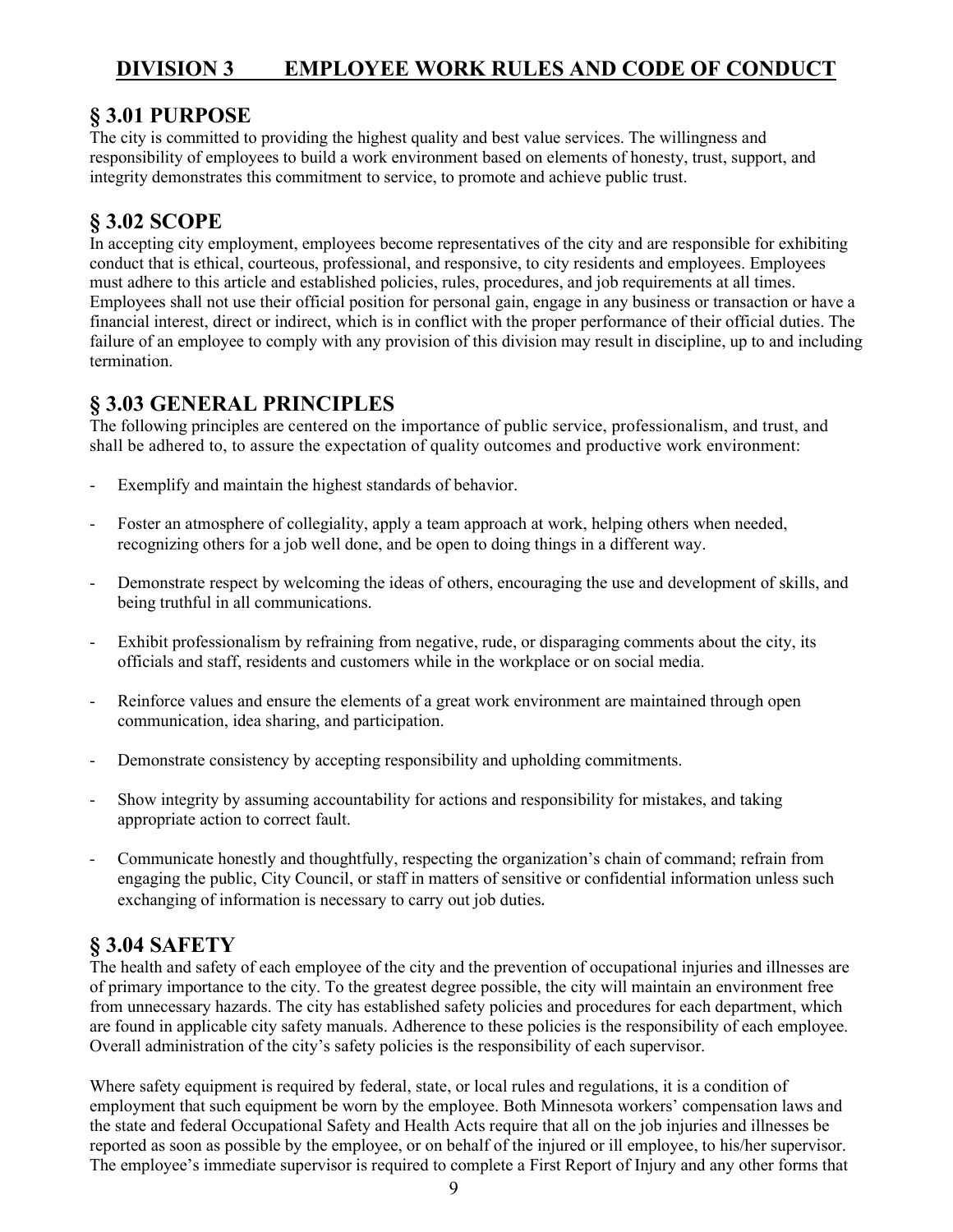# DIVISION 3 EMPLOYEE WORK RULES AND CODE OF CONDUCT

## § 3.01 PURPOSE

The city is committed to providing the highest quality and best value services. The willingness and responsibility of employees to build a work environment based on elements of honesty, trust, support, and integrity demonstrates this commitment to service, to promote and achieve public trust.

## § 3.02 SCOPE

In accepting city employment, employees become representatives of the city and are responsible for exhibiting conduct that is ethical, courteous, professional, and responsive, to city residents and employees. Employees must adhere to this article and established policies, rules, procedures, and job requirements at all times. Employees shall not use their official position for personal gain, engage in any business or transaction or have a financial interest, direct or indirect, which is in conflict with the proper performance of their official duties. The failure of an employee to comply with any provision of this division may result in discipline, up to and including termination.

## § 3.03 GENERAL PRINCIPLES

The following principles are centered on the importance of public service, professionalism, and trust, and shall be adhered to, to assure the expectation of quality outcomes and productive work environment:

- Exemplify and maintain the highest standards of behavior.
- Foster an atmosphere of collegiality, apply a team approach at work, helping others when needed, recognizing others for a job well done, and be open to doing things in a different way.
- Demonstrate respect by welcoming the ideas of others, encouraging the use and development of skills, and being truthful in all communications.
- Exhibit professionalism by refraining from negative, rude, or disparaging comments about the city, its officials and staff, residents and customers while in the workplace or on social media.
- Reinforce values and ensure the elements of a great work environment are maintained through open communication, idea sharing, and participation.
- Demonstrate consistency by accepting responsibility and upholding commitments.
- Show integrity by assuming accountability for actions and responsibility for mistakes, and taking appropriate action to correct fault.
- Communicate honestly and thoughtfully, respecting the organization's chain of command; refrain from engaging the public, City Council, or staff in matters of sensitive or confidential information unless such exchanging of information is necessary to carry out job duties.

## § 3.04 SAFETY

The health and safety of each employee of the city and the prevention of occupational injuries and illnesses are of primary importance to the city. To the greatest degree possible, the city will maintain an environment free from unnecessary hazards. The city has established safety policies and procedures for each department, which are found in applicable city safety manuals. Adherence to these policies is the responsibility of each employee. Overall administration of the city's safety policies is the responsibility of each supervisor.

Where safety equipment is required by federal, state, or local rules and regulations, it is a condition of employment that such equipment be worn by the employee. Both Minnesota workers' compensation laws and the state and federal Occupational Safety and Health Acts require that all on the job injuries and illnesses be reported as soon as possible by the employee, or on behalf of the injured or ill employee, to his/her supervisor. The employee's immediate supervisor is required to complete a First Report of Injury and any other forms that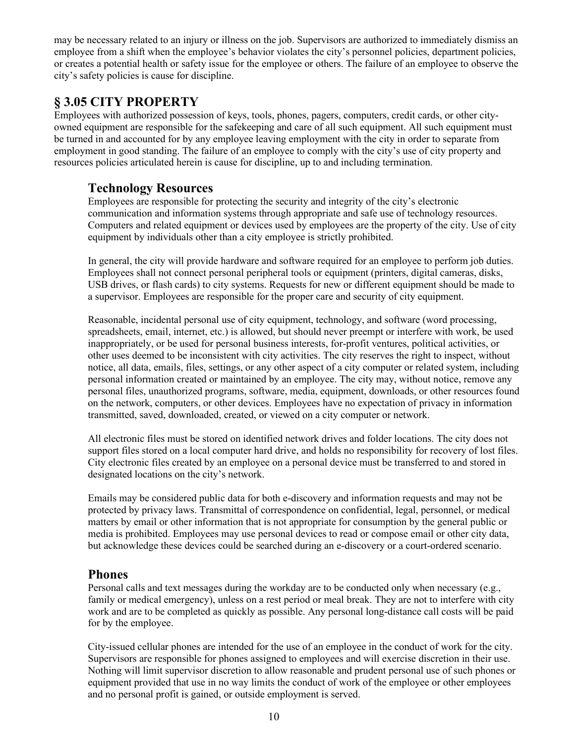may be necessary related to an injury or illness on the job. Supervisors are authorized to immediately dismiss an employee from a shift when the employee's behavior violates the city's personnel policies, department policies, or creates a potential health or safety issue for the employee or others. The failure of an employee to observe the city's safety policies is cause for discipline.

## § 3.05 CITY PROPERTY

Employees with authorized possession of keys, tools, phones, pagers, computers, credit cards, or other city-owned equipment are responsible for the safekeeping and care of all such equipment. All such equipment must be turned in and accounted for by any employee leaving employment with the city in order to separate from employment in good standing. The failure of an employee to comply with the city's use of city property and resources policies articulated herein is cause for discipline, up to and including termination.

### Technology Resources

Employees are responsible for protecting the security and integrity of the city's electronic communication and information systems through appropriate and safe use of technology resources. Computers and related equipment or devices used by employees are the property of the city. Use of city equipment by individuals other than a city employee is strictly prohibited.

In general, the city will provide hardware and software required for an employee to perform job duties. Employees shall not connect personal peripheral tools or equipment (printers, digital cameras, disks, USB drives, or flash cards) to city systems. Requests for new or different equipment should be made to a supervisor. Employees are responsible for the proper care and security of city equipment.

Reasonable, incidental personal use of city equipment, technology, and software (word processing, spreadsheets, email, internet, etc.) is allowed, but should never preempt or interfere with work, be used inappropriately, or be used for personal business interests, for-profit ventures, political activities, or other uses deemed to be inconsistent with city activities. The city reserves the right to inspect, without notice, all data, emails, files, settings, or any other aspect of a city computer or related system, including personal information created or maintained by an employee. The city may, without notice, remove any personal files, unauthorized programs, software, media, equipment, downloads, or other resources found on the network, computers, or other devices. Employees have no expectation of privacy in information transmitted, saved, downloaded, created, or viewed on a city computer or network.

All electronic files must be stored on identified network drives and folder locations. The city does not support files stored on a local computer hard drive, and holds no responsibility for recovery of lost files. City electronic files created by an employee on a personal device must be transferred to and stored in designated locations on the city's network.

Emails may be considered public data for both e-discovery and information requests and may not be protected by privacy laws. Transmittal of correspondence on confidential, legal, personnel, or medical matters by email or other information that is not appropriate for consumption by the general public or media is prohibited. Employees may use personal devices to read or compose email or other city data, but acknowledge these devices could be searched during an e-discovery or a court-ordered scenario.

### Phones

Personal calls and text messages during the workday are to be conducted only when necessary (e.g., family or medical emergency), unless on a rest period or meal break. They are not to interfere with city work and are to be completed as quickly as possible. Any personal long-distance call costs will be paid for by the employee.

City-issued cellular phones are intended for the use of an employee in the conduct of work for the city. Supervisors are responsible for phones assigned to employees and will exercise discretion in their use. Nothing will limit supervisor discretion to allow reasonable and prudent personal use of such phones or equipment provided that use in no way limits the conduct of work of the employee or other employees and no personal profit is gained, or outside employment is served.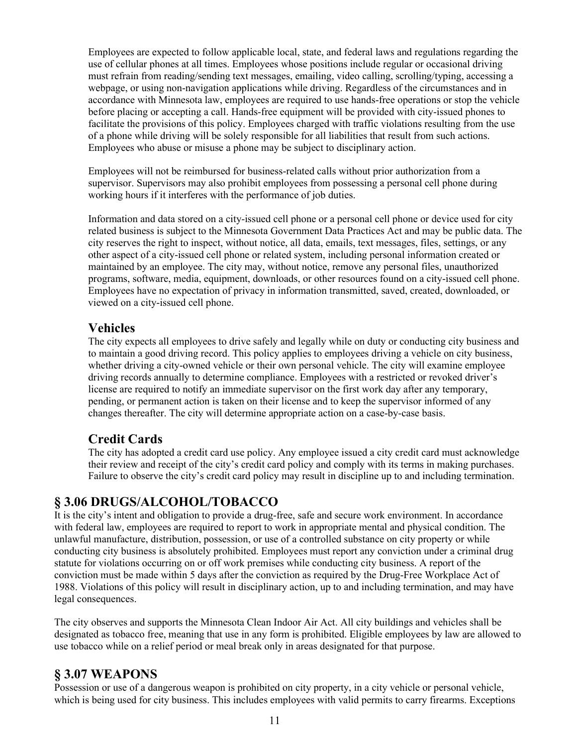Employees are expected to follow applicable local, state, and federal laws and regulations regarding the use of cellular phones at all times. Employees whose positions include regular or occasional driving must refrain from reading/sending text messages, emailing, video calling, scrolling/typing, accessing a webpage, or using non-navigation applications while driving. Regardless of the circumstances and in accordance with Minnesota law, employees are required to use hands-free operations or stop the vehicle before placing or accepting a call. Hands-free equipment will be provided with city-issued phones to facilitate the provisions of this policy. Employees charged with traffic violations resulting from the use of a phone while driving will be solely responsible for all liabilities that result from such actions. Employees who abuse or misuse a phone may be subject to disciplinary action.

Employees will not be reimbursed for business-related calls without prior authorization from a supervisor. Supervisors may also prohibit employees from possessing a personal cell phone during working hours if it interferes with the performance of job duties.

Information and data stored on a city-issued cell phone or a personal cell phone or device used for city related business is subject to the Minnesota Government Data Practices Act and may be public data. The city reserves the right to inspect, without notice, all data, emails, text messages, files, settings, or any other aspect of a city-issued cell phone or related system, including personal information created or maintained by an employee. The city may, without notice, remove any personal files, unauthorized programs, software, media, equipment, downloads, or other resources found on a city-issued cell phone. Employees have no expectation of privacy in information transmitted, saved, created, downloaded, or viewed on a city-issued cell phone.

### Vehicles

The city expects all employees to drive safely and legally while on duty or conducting city business and to maintain a good driving record. This policy applies to employees driving a vehicle on city business, whether driving a city-owned vehicle or their own personal vehicle. The city will examine employee driving records annually to determine compliance. Employees with a restricted or revoked driver's license are required to notify an immediate supervisor on the first work day after any temporary, pending, or permanent action is taken on their license and to keep the supervisor informed of any changes thereafter. The city will determine appropriate action on a case-by-case basis.

### Credit Cards

The city has adopted a credit card use policy. Any employee issued a city credit card must acknowledge their review and receipt of the city's credit card policy and comply with its terms in making purchases. Failure to observe the city's credit card policy may result in discipline up to and including termination.

## § 3.06 DRUGS/ALCOHOL/TOBACCO

It is the city's intent and obligation to provide a drug-free, safe and secure work environment. In accordance with federal law, employees are required to report to work in appropriate mental and physical condition. The unlawful manufacture, distribution, possession, or use of a controlled substance on city property or while conducting city business is absolutely prohibited. Employees must report any conviction under a criminal drug statute for violations occurring on or off work premises while conducting city business. A report of the conviction must be made within 5 days after the conviction as required by the Drug-Free Workplace Act of 1988. Violations of this policy will result in disciplinary action, up to and including termination, and may have legal consequences.

The city observes and supports the Minnesota Clean Indoor Air Act. All city buildings and vehicles shall be designated as tobacco free, meaning that use in any form is prohibited. Eligible employees by law are allowed to use tobacco while on a relief period or meal break only in areas designated for that purpose.

## § 3.07 WEAPONS

Possession or use of a dangerous weapon is prohibited on city property, in a city vehicle or personal vehicle, which is being used for city business. This includes employees with valid permits to carry firearms. Exceptions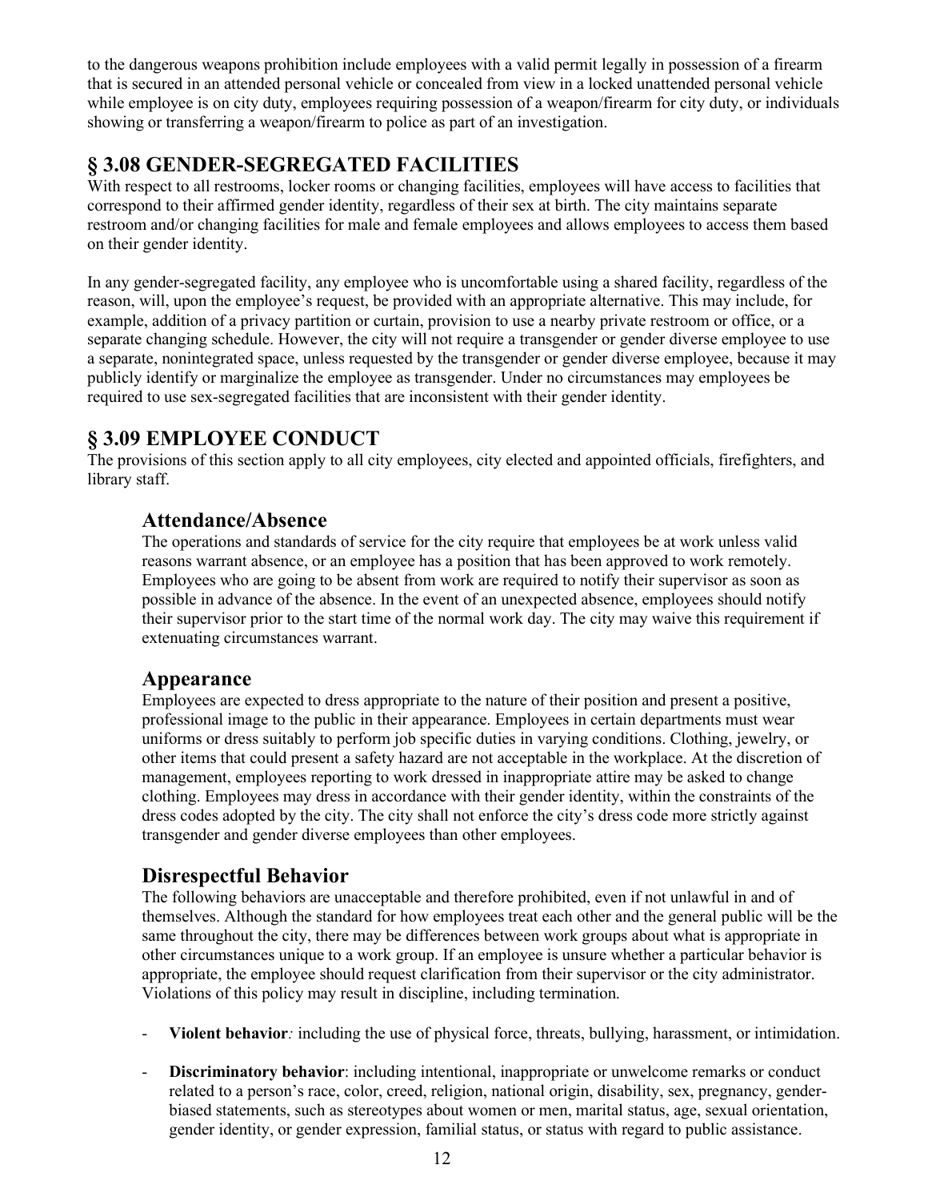to the dangerous weapons prohibition include employees with a valid permit legally in possession of a firearm that is secured in an attended personal vehicle or concealed from view in a locked unattended personal vehicle while employee is on city duty, employees requiring possession of a weapon/firearm for city duty, or individuals showing or transferring a weapon/firearm to police as part of an investigation.

## § 3.08 GENDER-SEGREGATED FACILITIES

With respect to all restrooms, locker rooms or changing facilities, employees will have access to facilities that correspond to their affirmed gender identity, regardless of their sex at birth. The city maintains separate restroom and/or changing facilities for male and female employees and allows employees to access them based on their gender identity.

In any gender-segregated facility, any employee who is uncomfortable using a shared facility, regardless of the reason, will, upon the employee's request, be provided with an appropriate alternative. This may include, for example, addition of a privacy partition or curtain, provision to use a nearby private restroom or office, or a separate changing schedule. However, the city will not require a transgender or gender diverse employee to use a separate, nonintegrated space, unless requested by the transgender or gender diverse employee, because it may publicly identify or marginalize the employee as transgender. Under no circumstances may employees be required to use sex-segregated facilities that are inconsistent with their gender identity.

## § 3.09 EMPLOYEE CONDUCT

The provisions of this section apply to all city employees, city elected and appointed officials, firefighters, and library staff.

### Attendance/Absence

The operations and standards of service for the city require that employees be at work unless valid reasons warrant absence, or an employee has a position that has been approved to work remotely. Employees who are going to be absent from work are required to notify their supervisor as soon as possible in advance of the absence. In the event of an unexpected absence, employees should notify their supervisor prior to the start time of the normal work day. The city may waive this requirement if extenuating circumstances warrant.

### Appearance

Employees are expected to dress appropriate to the nature of their position and present a positive, professional image to the public in their appearance. Employees in certain departments must wear uniforms or dress suitably to perform job specific duties in varying conditions. Clothing, jewelry, or other items that could present a safety hazard are not acceptable in the workplace. At the discretion of management, employees reporting to work dressed in inappropriate attire may be asked to change clothing. Employees may dress in accordance with their gender identity, within the constraints of the dress codes adopted by the city. The city shall not enforce the city's dress code more strictly against transgender and gender diverse employees than other employees.

### Disrespectful Behavior

The following behaviors are unacceptable and therefore prohibited, even if not unlawful in and of themselves. Although the standard for how employees treat each other and the general public will be the same throughout the city, there may be differences between work groups about what is appropriate in other circumstances unique to a work group. If an employee is unsure whether a particular behavior is appropriate, the employee should request clarification from their supervisor or the city administrator. Violations of this policy may result in discipline, including termination.

- **Violent behavior***:* including the use of physical force, threats, bullying, harassment, or intimidation.
- **Discriminatory behavior**: including intentional, inappropriate or unwelcome remarks or conduct related to a person's race, color, creed, religion, national origin, disability, sex, pregnancy, gender-biased statements, such as stereotypes about women or men, marital status, age, sexual orientation, gender identity, or gender expression, familial status, or status with regard to public assistance.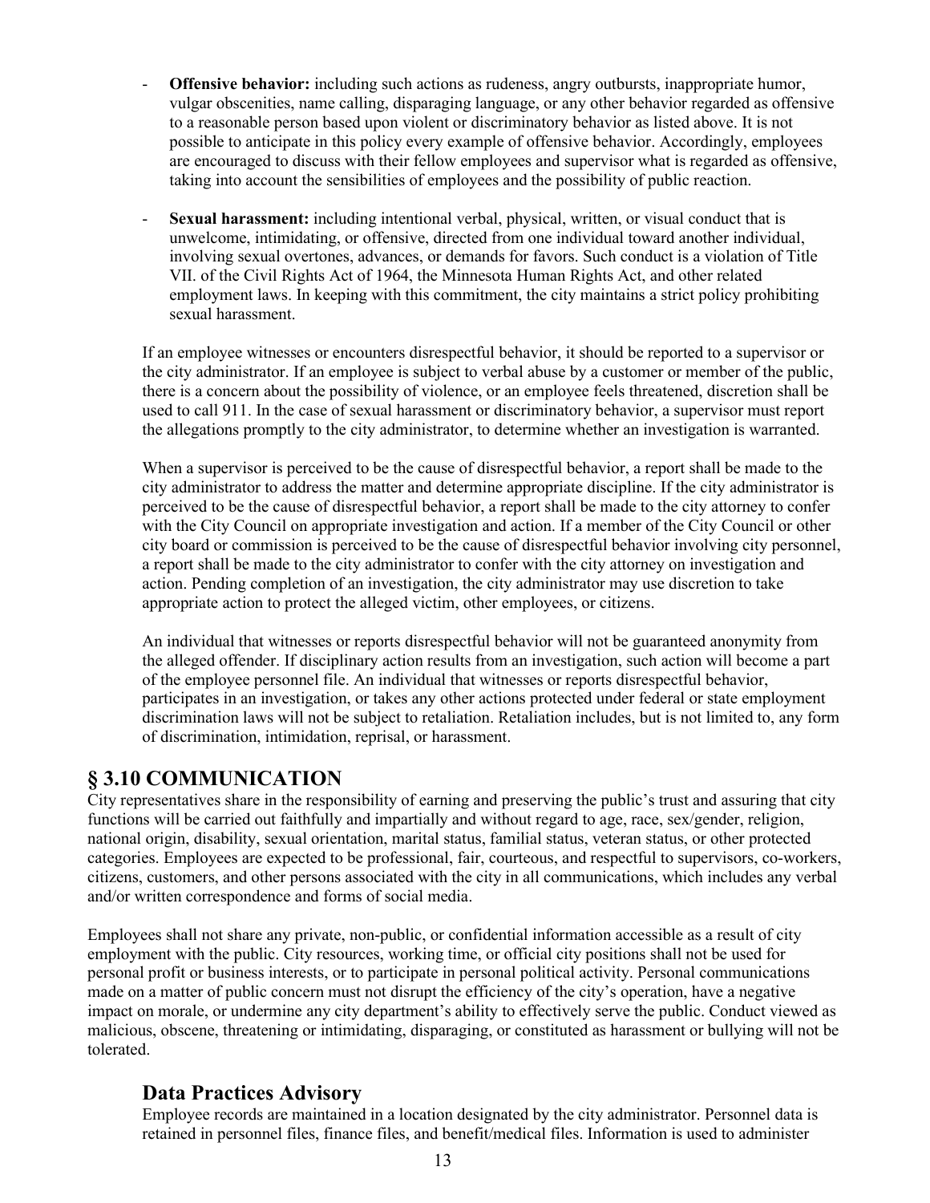- **Offensive behavior:** including such actions as rudeness, angry outbursts, inappropriate humor, vulgar obscenities, name calling, disparaging language, or any other behavior regarded as offensive to a reasonable person based upon violent or discriminatory behavior as listed above. It is not possible to anticipate in this policy every example of offensive behavior. Accordingly, employees are encouraged to discuss with their fellow employees and supervisor what is regarded as offensive, taking into account the sensibilities of employees and the possibility of public reaction.

- **Sexual harassment:** including intentional verbal, physical, written, or visual conduct that is unwelcome, intimidating, or offensive, directed from one individual toward another individual, involving sexual overtones, advances, or demands for favors. Such conduct is a violation of Title VII. of the Civil Rights Act of 1964, the Minnesota Human Rights Act, and other related employment laws. In keeping with this commitment, the city maintains a strict policy prohibiting sexual harassment.

If an employee witnesses or encounters disrespectful behavior, it should be reported to a supervisor or the city administrator. If an employee is subject to verbal abuse by a customer or member of the public, there is a concern about the possibility of violence, or an employee feels threatened, discretion shall be used to call 911. In the case of sexual harassment or discriminatory behavior, a supervisor must report the allegations promptly to the city administrator, to determine whether an investigation is warranted.

When a supervisor is perceived to be the cause of disrespectful behavior, a report shall be made to the city administrator to address the matter and determine appropriate discipline. If the city administrator is perceived to be the cause of disrespectful behavior, a report shall be made to the city attorney to confer with the City Council on appropriate investigation and action. If a member of the City Council or other city board or commission is perceived to be the cause of disrespectful behavior involving city personnel, a report shall be made to the city administrator to confer with the city attorney on investigation and action. Pending completion of an investigation, the city administrator may use discretion to take appropriate action to protect the alleged victim, other employees, or citizens.

An individual that witnesses or reports disrespectful behavior will not be guaranteed anonymity from the alleged offender. If disciplinary action results from an investigation, such action will become a part of the employee personnel file. An individual that witnesses or reports disrespectful behavior, participates in an investigation, or takes any other actions protected under federal or state employment discrimination laws will not be subject to retaliation. Retaliation includes, but is not limited to, any form of discrimination, intimidation, reprisal, or harassment.

## § 3.10 COMMUNICATION

City representatives share in the responsibility of earning and preserving the public's trust and assuring that city functions will be carried out faithfully and impartially and without regard to age, race, sex/gender, religion, national origin, disability, sexual orientation, marital status, familial status, veteran status, or other protected categories. Employees are expected to be professional, fair, courteous, and respectful to supervisors, co-workers, citizens, customers, and other persons associated with the city in all communications, which includes any verbal and/or written correspondence and forms of social media.

Employees shall not share any private, non-public, or confidential information accessible as a result of city employment with the public. City resources, working time, or official city positions shall not be used for personal profit or business interests, or to participate in personal political activity. Personal communications made on a matter of public concern must not disrupt the efficiency of the city's operation, have a negative impact on morale, or undermine any city department's ability to effectively serve the public. Conduct viewed as malicious, obscene, threatening or intimidating, disparaging, or constituted as harassment or bullying will not be tolerated.

### Data Practices Advisory

Employee records are maintained in a location designated by the city administrator. Personnel data is retained in personnel files, finance files, and benefit/medical files. Information is used to administer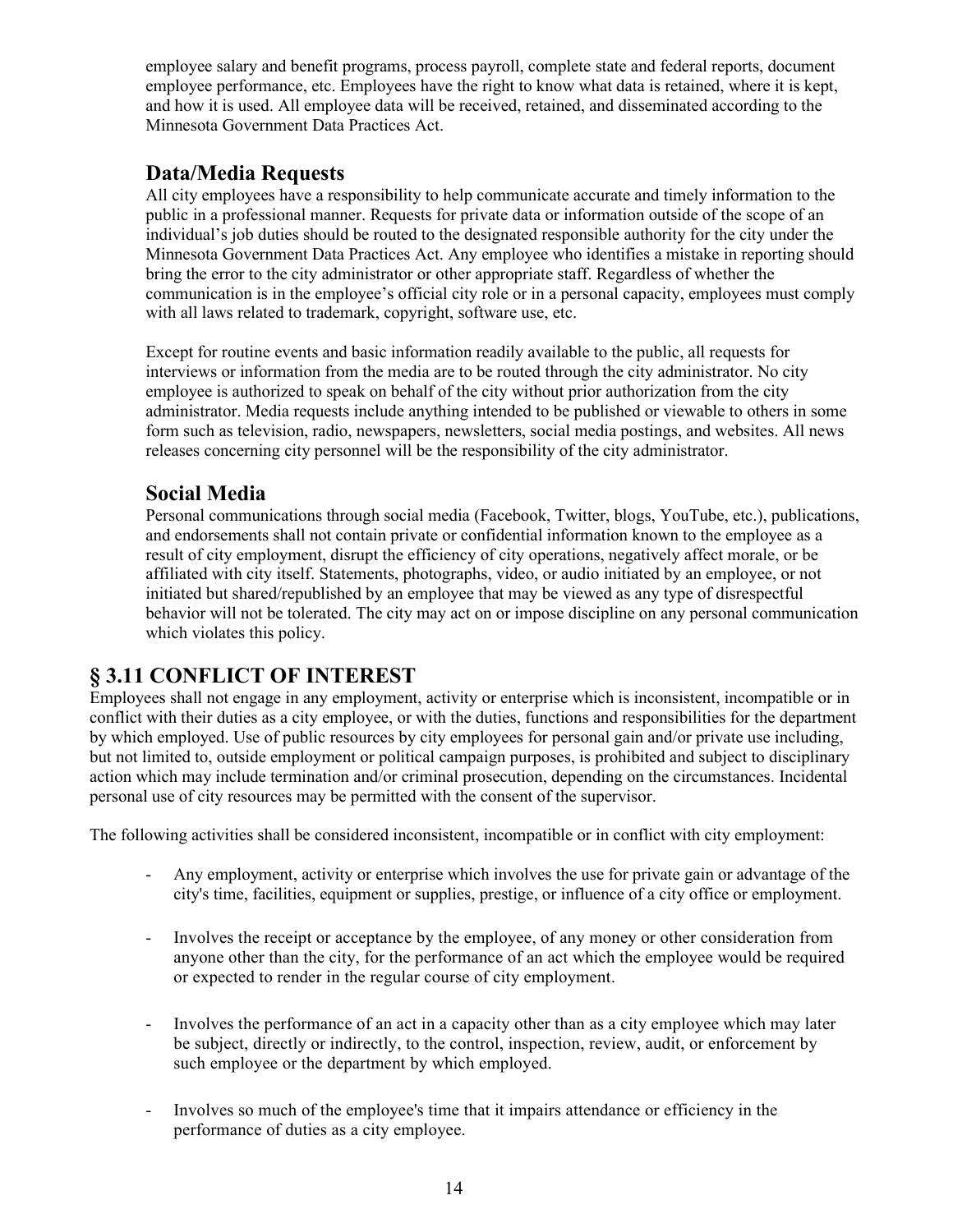employee salary and benefit programs, process payroll, complete state and federal reports, document employee performance, etc. Employees have the right to know what data is retained, where it is kept, and how it is used. All employee data will be received, retained, and disseminated according to the Minnesota Government Data Practices Act.

### Data/Media Requests

All city employees have a responsibility to help communicate accurate and timely information to the public in a professional manner. Requests for private data or information outside of the scope of an individual's job duties should be routed to the designated responsible authority for the city under the Minnesota Government Data Practices Act. Any employee who identifies a mistake in reporting should bring the error to the city administrator or other appropriate staff. Regardless of whether the communication is in the employee's official city role or in a personal capacity, employees must comply with all laws related to trademark, copyright, software use, etc.

Except for routine events and basic information readily available to the public, all requests for interviews or information from the media are to be routed through the city administrator. No city employee is authorized to speak on behalf of the city without prior authorization from the city administrator. Media requests include anything intended to be published or viewable to others in some form such as television, radio, newspapers, newsletters, social media postings, and websites. All news releases concerning city personnel will be the responsibility of the city administrator.

### Social Media

Personal communications through social media (Facebook, Twitter, blogs, YouTube, etc.), publications, and endorsements shall not contain private or confidential information known to the employee as a result of city employment, disrupt the efficiency of city operations, negatively affect morale, or be affiliated with city itself. Statements, photographs, video, or audio initiated by an employee, or not initiated but shared/republished by an employee that may be viewed as any type of disrespectful behavior will not be tolerated. The city may act on or impose discipline on any personal communication which violates this policy.

## § 3.11 CONFLICT OF INTEREST

Employees shall not engage in any employment, activity or enterprise which is inconsistent, incompatible or in conflict with their duties as a city employee, or with the duties, functions and responsibilities for the department by which employed. Use of public resources by city employees for personal gain and/or private use including, but not limited to, outside employment or political campaign purposes, is prohibited and subject to disciplinary action which may include termination and/or criminal prosecution, depending on the circumstances. Incidental personal use of city resources may be permitted with the consent of the supervisor.

The following activities shall be considered inconsistent, incompatible or in conflict with city employment:

- Any employment, activity or enterprise which involves the use for private gain or advantage of the city's time, facilities, equipment or supplies, prestige, or influence of a city office or employment.
- Involves the receipt or acceptance by the employee, of any money or other consideration from anyone other than the city, for the performance of an act which the employee would be required or expected to render in the regular course of city employment.
- Involves the performance of an act in a capacity other than as a city employee which may later be subject, directly or indirectly, to the control, inspection, review, audit, or enforcement by such employee or the department by which employed.
- Involves so much of the employee's time that it impairs attendance or efficiency in the performance of duties as a city employee.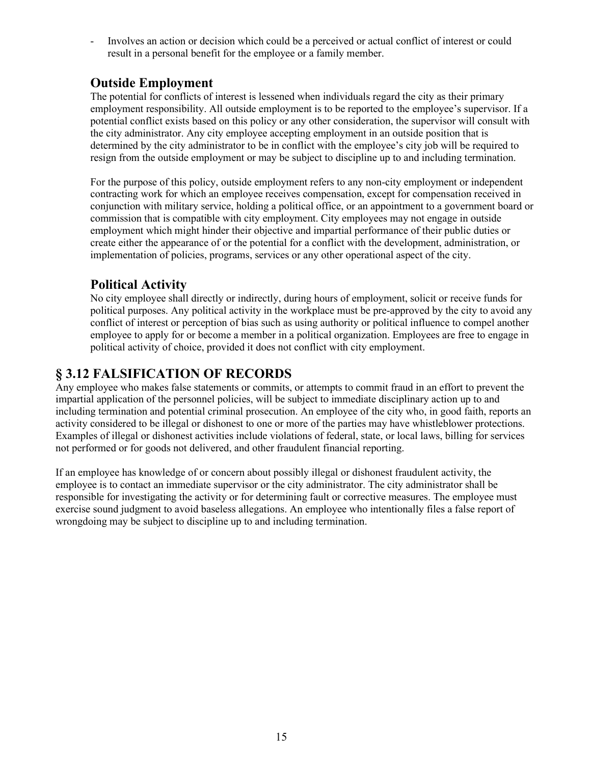- Involves an action or decision which could be a perceived or actual conflict of interest or could result in a personal benefit for the employee or a family member.

### Outside Employment

The potential for conflicts of interest is lessened when individuals regard the city as their primary employment responsibility. All outside employment is to be reported to the employee's supervisor. If a potential conflict exists based on this policy or any other consideration, the supervisor will consult with the city administrator. Any city employee accepting employment in an outside position that is determined by the city administrator to be in conflict with the employee's city job will be required to resign from the outside employment or may be subject to discipline up to and including termination.

For the purpose of this policy, outside employment refers to any non-city employment or independent contracting work for which an employee receives compensation, except for compensation received in conjunction with military service, holding a political office, or an appointment to a government board or commission that is compatible with city employment. City employees may not engage in outside employment which might hinder their objective and impartial performance of their public duties or create either the appearance of or the potential for a conflict with the development, administration, or implementation of policies, programs, services or any other operational aspect of the city.

### Political Activity

No city employee shall directly or indirectly, during hours of employment, solicit or receive funds for political purposes. Any political activity in the workplace must be pre-approved by the city to avoid any conflict of interest or perception of bias such as using authority or political influence to compel another employee to apply for or become a member in a political organization. Employees are free to engage in political activity of choice, provided it does not conflict with city employment.

## § 3.12 FALSIFICATION OF RECORDS

Any employee who makes false statements or commits, or attempts to commit fraud in an effort to prevent the impartial application of the personnel policies, will be subject to immediate disciplinary action up to and including termination and potential criminal prosecution. An employee of the city who, in good faith, reports an activity considered to be illegal or dishonest to one or more of the parties may have whistleblower protections. Examples of illegal or dishonest activities include violations of federal, state, or local laws, billing for services not performed or for goods not delivered, and other fraudulent financial reporting.

If an employee has knowledge of or concern about possibly illegal or dishonest fraudulent activity, the employee is to contact an immediate supervisor or the city administrator. The city administrator shall be responsible for investigating the activity or for determining fault or corrective measures. The employee must exercise sound judgment to avoid baseless allegations. An employee who intentionally files a false report of wrongdoing may be subject to discipline up to and including termination.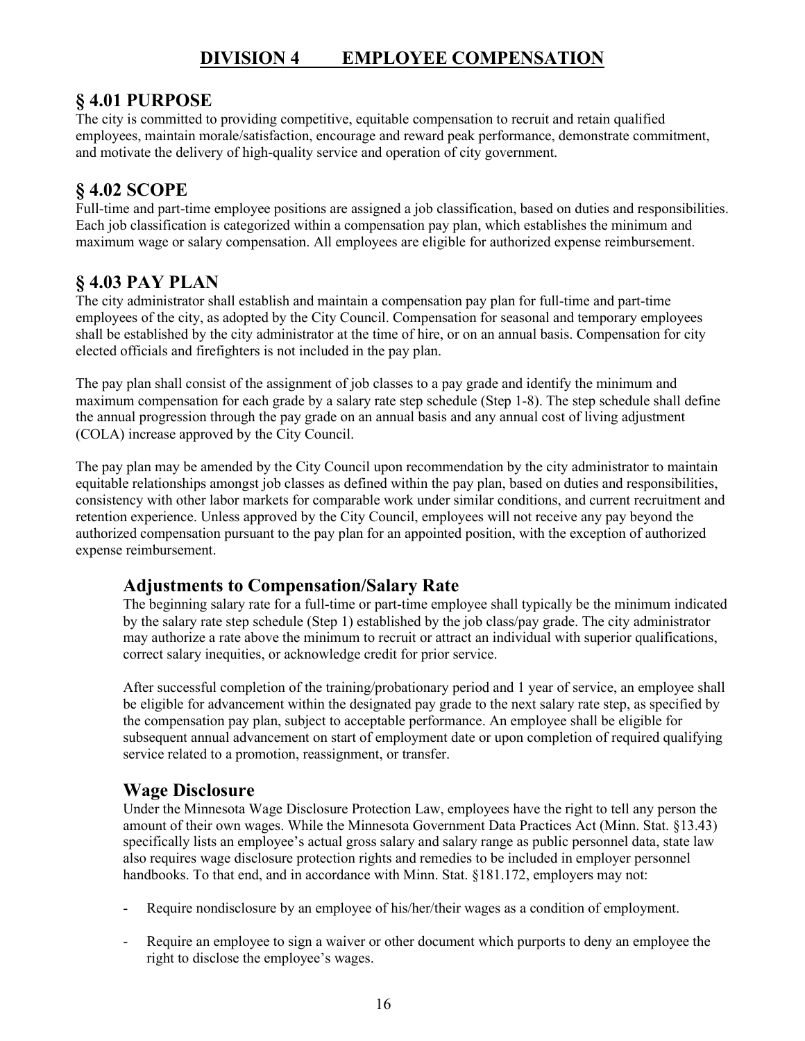# DIVISION 4 EMPLOYEE COMPENSATION

## § 4.01 PURPOSE

The city is committed to providing competitive, equitable compensation to recruit and retain qualified employees, maintain morale/satisfaction, encourage and reward peak performance, demonstrate commitment, and motivate the delivery of high-quality service and operation of city government.

## § 4.02 SCOPE

Full-time and part-time employee positions are assigned a job classification, based on duties and responsibilities. Each job classification is categorized within a compensation pay plan, which establishes the minimum and maximum wage or salary compensation. All employees are eligible for authorized expense reimbursement.

## § 4.03 PAY PLAN

The city administrator shall establish and maintain a compensation pay plan for full-time and part-time employees of the city, as adopted by the City Council. Compensation for seasonal and temporary employees shall be established by the city administrator at the time of hire, or on an annual basis. Compensation for city elected officials and firefighters is not included in the pay plan.

The pay plan shall consist of the assignment of job classes to a pay grade and identify the minimum and maximum compensation for each grade by a salary rate step schedule (Step 1-8). The step schedule shall define the annual progression through the pay grade on an annual basis and any annual cost of living adjustment (COLA) increase approved by the City Council.

The pay plan may be amended by the City Council upon recommendation by the city administrator to maintain equitable relationships amongst job classes as defined within the pay plan, based on duties and responsibilities, consistency with other labor markets for comparable work under similar conditions, and current recruitment and retention experience. Unless approved by the City Council, employees will not receive any pay beyond the authorized compensation pursuant to the pay plan for an appointed position, with the exception of authorized expense reimbursement.

### Adjustments to Compensation/Salary Rate

The beginning salary rate for a full-time or part-time employee shall typically be the minimum indicated by the salary rate step schedule (Step 1) established by the job class/pay grade. The city administrator may authorize a rate above the minimum to recruit or attract an individual with superior qualifications, correct salary inequities, or acknowledge credit for prior service.

After successful completion of the training/probationary period and 1 year of service, an employee shall be eligible for advancement within the designated pay grade to the next salary rate step, as specified by the compensation pay plan, subject to acceptable performance. An employee shall be eligible for subsequent annual advancement on start of employment date or upon completion of required qualifying service related to a promotion, reassignment, or transfer.

### Wage Disclosure

Under the Minnesota Wage Disclosure Protection Law, employees have the right to tell any person the amount of their own wages. While the Minnesota Government Data Practices Act (Minn. Stat. §13.43) specifically lists an employee's actual gross salary and salary range as public personnel data, state law also requires wage disclosure protection rights and remedies to be included in employer personnel handbooks. To that end, and in accordance with Minn. Stat. §181.172, employers may not:

- Require nondisclosure by an employee of his/her/their wages as a condition of employment.
- Require an employee to sign a waiver or other document which purports to deny an employee the right to disclose the employee's wages.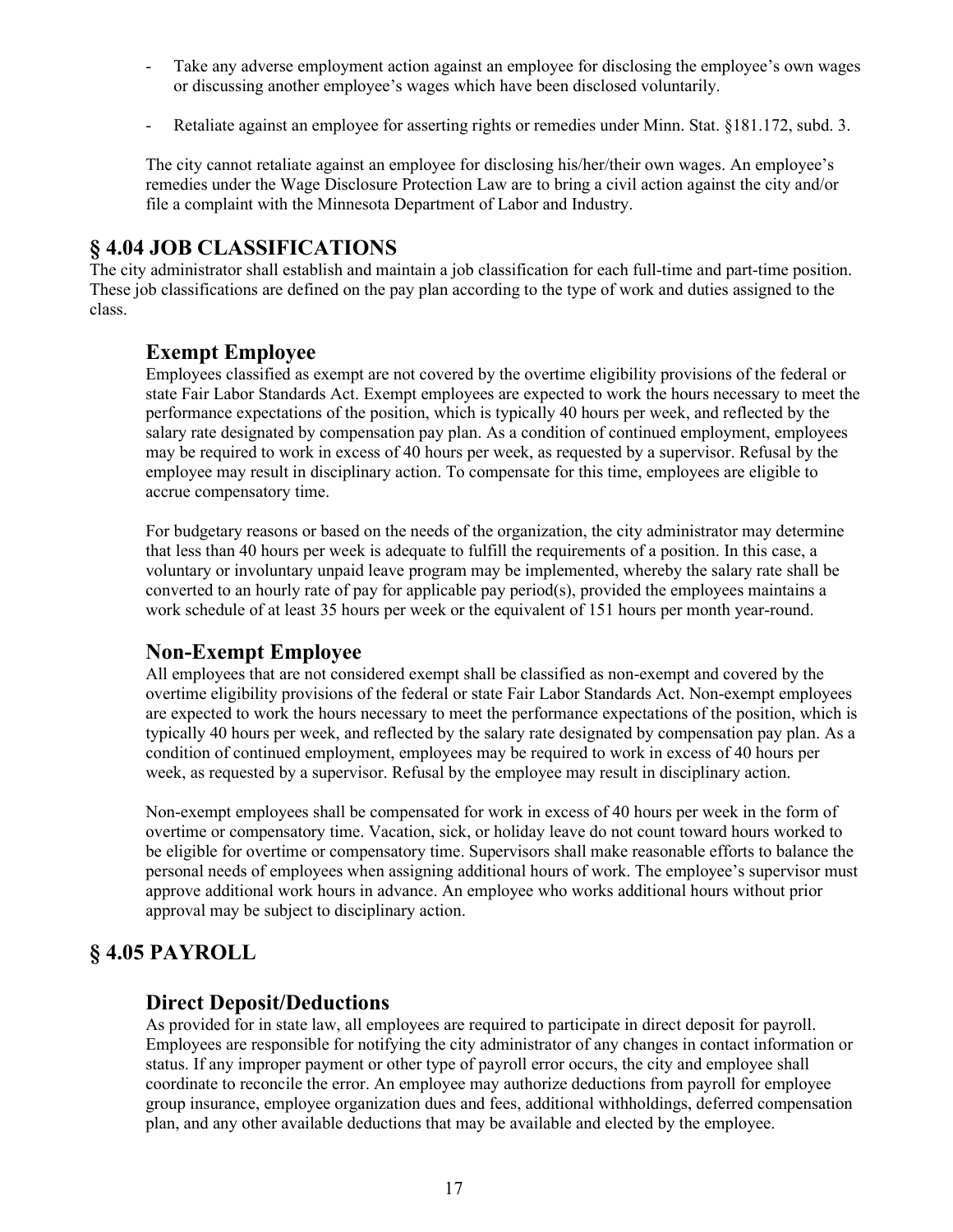- Take any adverse employment action against an employee for disclosing the employee's own wages or discussing another employee's wages which have been disclosed voluntarily.

- Retaliate against an employee for asserting rights or remedies under Minn. Stat. §181.172, subd. 3.

The city cannot retaliate against an employee for disclosing his/her/their own wages. An employee's remedies under the Wage Disclosure Protection Law are to bring a civil action against the city and/or file a complaint with the Minnesota Department of Labor and Industry.

## § 4.04 JOB CLASSIFICATIONS

The city administrator shall establish and maintain a job classification for each full-time and part-time position. These job classifications are defined on the pay plan according to the type of work and duties assigned to the class.

### Exempt Employee

Employees classified as exempt are not covered by the overtime eligibility provisions of the federal or state Fair Labor Standards Act. Exempt employees are expected to work the hours necessary to meet the performance expectations of the position, which is typically 40 hours per week, and reflected by the salary rate designated by compensation pay plan. As a condition of continued employment, employees may be required to work in excess of 40 hours per week, as requested by a supervisor. Refusal by the employee may result in disciplinary action. To compensate for this time, employees are eligible to accrue compensatory time.

For budgetary reasons or based on the needs of the organization, the city administrator may determine that less than 40 hours per week is adequate to fulfill the requirements of a position. In this case, a voluntary or involuntary unpaid leave program may be implemented, whereby the salary rate shall be converted to an hourly rate of pay for applicable pay period(s), provided the employees maintains a work schedule of at least 35 hours per week or the equivalent of 151 hours per month year-round.

### Non-Exempt Employee

All employees that are not considered exempt shall be classified as non-exempt and covered by the overtime eligibility provisions of the federal or state Fair Labor Standards Act. Non-exempt employees are expected to work the hours necessary to meet the performance expectations of the position, which is typically 40 hours per week, and reflected by the salary rate designated by compensation pay plan. As a condition of continued employment, employees may be required to work in excess of 40 hours per week, as requested by a supervisor. Refusal by the employee may result in disciplinary action.

Non-exempt employees shall be compensated for work in excess of 40 hours per week in the form of overtime or compensatory time. Vacation, sick, or holiday leave do not count toward hours worked to be eligible for overtime or compensatory time. Supervisors shall make reasonable efforts to balance the personal needs of employees when assigning additional hours of work. The employee's supervisor must approve additional work hours in advance. An employee who works additional hours without prior approval may be subject to disciplinary action.

## § 4.05 PAYROLL

### Direct Deposit/Deductions

As provided for in state law, all employees are required to participate in direct deposit for payroll. Employees are responsible for notifying the city administrator of any changes in contact information or status. If any improper payment or other type of payroll error occurs, the city and employee shall coordinate to reconcile the error. An employee may authorize deductions from payroll for employee group insurance, employee organization dues and fees, additional withholdings, deferred compensation plan, and any other available deductions that may be available and elected by the employee.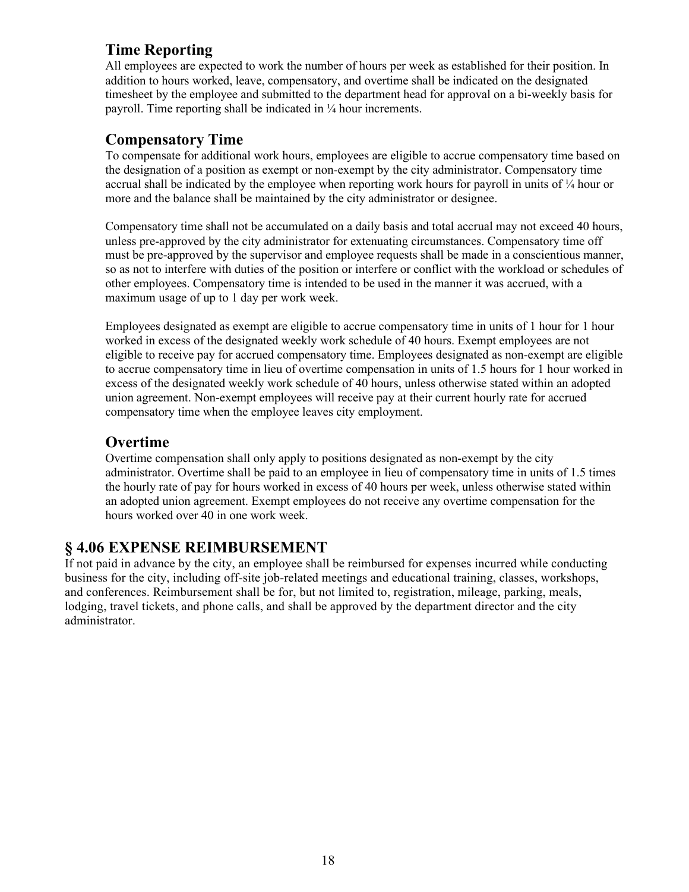### Time Reporting

All employees are expected to work the number of hours per week as established for their position. In addition to hours worked, leave, compensatory, and overtime shall be indicated on the designated timesheet by the employee and submitted to the department head for approval on a bi-weekly basis for payroll. Time reporting shall be indicated in ¼ hour increments.

### Compensatory Time

To compensate for additional work hours, employees are eligible to accrue compensatory time based on the designation of a position as exempt or non-exempt by the city administrator. Compensatory time accrual shall be indicated by the employee when reporting work hours for payroll in units of ¼ hour or more and the balance shall be maintained by the city administrator or designee.

Compensatory time shall not be accumulated on a daily basis and total accrual may not exceed 40 hours, unless pre-approved by the city administrator for extenuating circumstances. Compensatory time off must be pre-approved by the supervisor and employee requests shall be made in a conscientious manner, so as not to interfere with duties of the position or interfere or conflict with the workload or schedules of other employees. Compensatory time is intended to be used in the manner it was accrued, with a maximum usage of up to 1 day per work week.

Employees designated as exempt are eligible to accrue compensatory time in units of 1 hour for 1 hour worked in excess of the designated weekly work schedule of 40 hours. Exempt employees are not eligible to receive pay for accrued compensatory time. Employees designated as non-exempt are eligible to accrue compensatory time in lieu of overtime compensation in units of 1.5 hours for 1 hour worked in excess of the designated weekly work schedule of 40 hours, unless otherwise stated within an adopted union agreement. Non-exempt employees will receive pay at their current hourly rate for accrued compensatory time when the employee leaves city employment.

### Overtime

Overtime compensation shall only apply to positions designated as non-exempt by the city administrator. Overtime shall be paid to an employee in lieu of compensatory time in units of 1.5 times the hourly rate of pay for hours worked in excess of 40 hours per week, unless otherwise stated within an adopted union agreement. Exempt employees do not receive any overtime compensation for the hours worked over 40 in one work week.

## § 4.06 EXPENSE REIMBURSEMENT

If not paid in advance by the city, an employee shall be reimbursed for expenses incurred while conducting business for the city, including off-site job-related meetings and educational training, classes, workshops, and conferences. Reimbursement shall be for, but not limited to, registration, mileage, parking, meals, lodging, travel tickets, and phone calls, and shall be approved by the department director and the city administrator.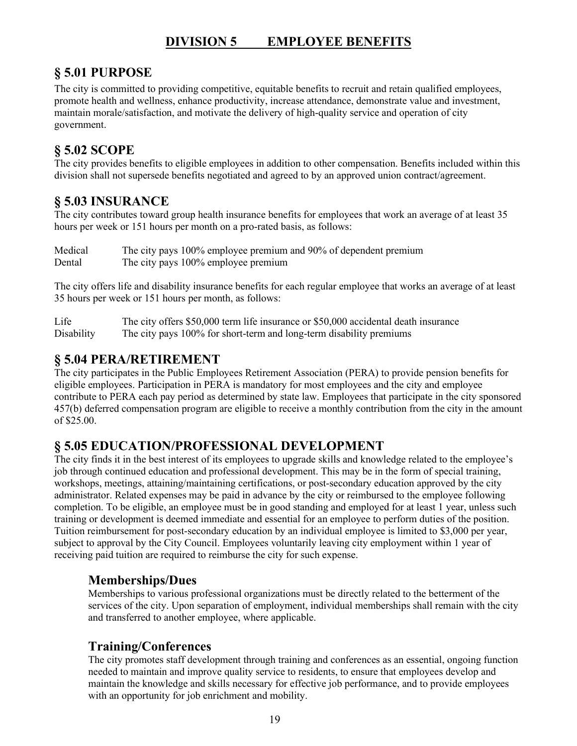# DIVISION 5 EMPLOYEE BENEFITS

## § 5.01 PURPOSE

The city is committed to providing competitive, equitable benefits to recruit and retain qualified employees, promote health and wellness, enhance productivity, increase attendance, demonstrate value and investment, maintain morale/satisfaction, and motivate the delivery of high-quality service and operation of city government.

## § 5.02 SCOPE

The city provides benefits to eligible employees in addition to other compensation. Benefits included within this division shall not supersede benefits negotiated and agreed to by an approved union contract/agreement.

## § 5.03 INSURANCE

The city contributes toward group health insurance benefits for employees that work an average of at least 35 hours per week or 151 hours per month on a pro-rated basis, as follows:

| | |
|---|---|
| Medical | The city pays 100% employee premium and 90% of dependent premium |
| Dental | The city pays 100% employee premium |

The city offers life and disability insurance benefits for each regular employee that works an average of at least 35 hours per week or 151 hours per month, as follows:

| | |
|---|---|
| Life | The city offers $50,000 term life insurance or $50,000 accidental death insurance |
| Disability | The city pays 100% for short-term and long-term disability premiums |

## § 5.04 PERA/RETIREMENT

The city participates in the Public Employees Retirement Association (PERA) to provide pension benefits for eligible employees. Participation in PERA is mandatory for most employees and the city and employee contribute to PERA each pay period as determined by state law. Employees that participate in the city sponsored 457(b) deferred compensation program are eligible to receive a monthly contribution from the city in the amount of $25.00.

## § 5.05 EDUCATION/PROFESSIONAL DEVELOPMENT

The city finds it in the best interest of its employees to upgrade skills and knowledge related to the employee's job through continued education and professional development. This may be in the form of special training, workshops, meetings, attaining/maintaining certifications, or post-secondary education approved by the city administrator. Related expenses may be paid in advance by the city or reimbursed to the employee following completion. To be eligible, an employee must be in good standing and employed for at least 1 year, unless such training or development is deemed immediate and essential for an employee to perform duties of the position. Tuition reimbursement for post-secondary education by an individual employee is limited to $3,000 per year, subject to approval by the City Council. Employees voluntarily leaving city employment within 1 year of receiving paid tuition are required to reimburse the city for such expense.

### Memberships/Dues

Memberships to various professional organizations must be directly related to the betterment of the services of the city. Upon separation of employment, individual memberships shall remain with the city and transferred to another employee, where applicable.

### Training/Conferences

The city promotes staff development through training and conferences as an essential, ongoing function needed to maintain and improve quality service to residents, to ensure that employees develop and maintain the knowledge and skills necessary for effective job performance, and to provide employees with an opportunity for job enrichment and mobility.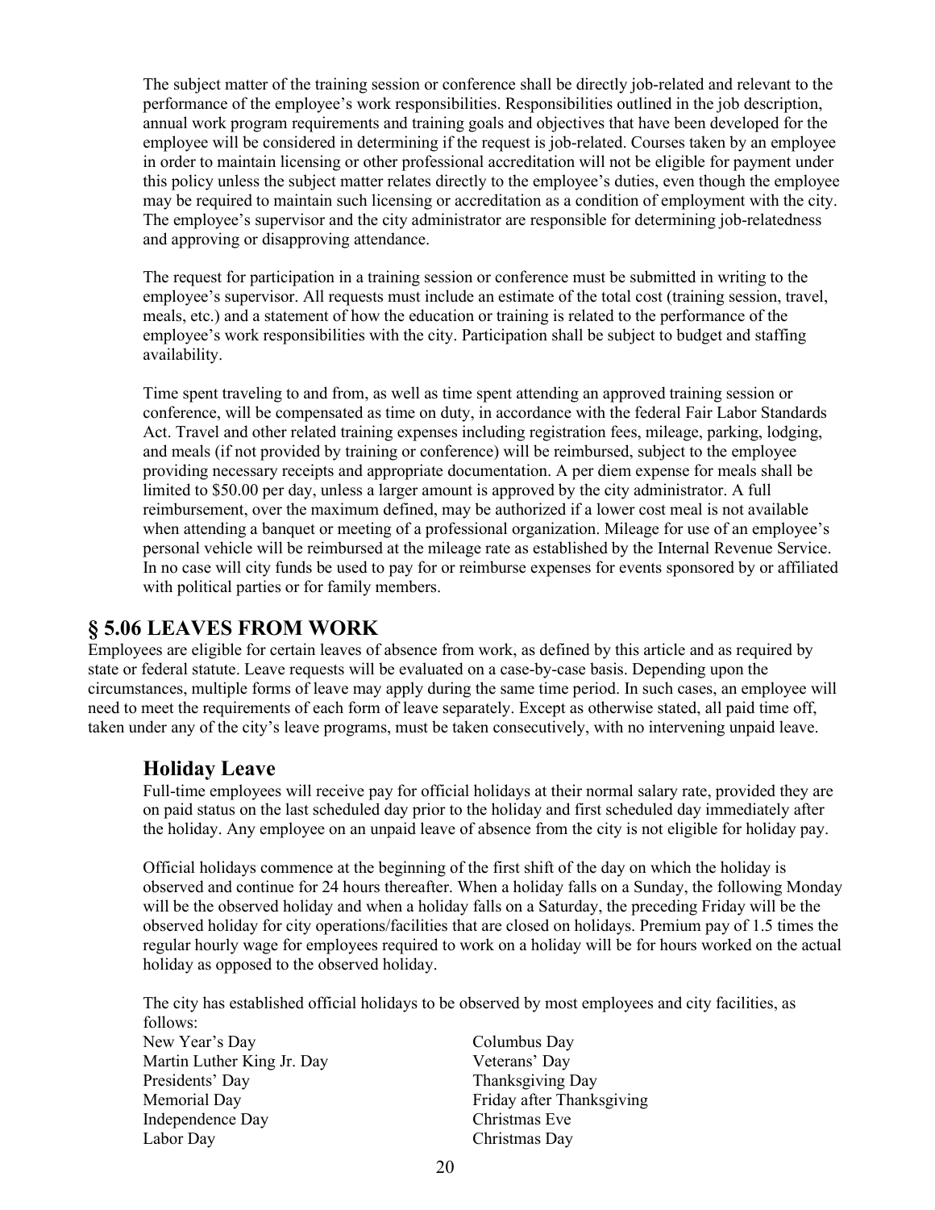The subject matter of the training session or conference shall be directly job-related and relevant to the performance of the employee's work responsibilities. Responsibilities outlined in the job description, annual work program requirements and training goals and objectives that have been developed for the employee will be considered in determining if the request is job-related. Courses taken by an employee in order to maintain licensing or other professional accreditation will not be eligible for payment under this policy unless the subject matter relates directly to the employee's duties, even though the employee may be required to maintain such licensing or accreditation as a condition of employment with the city. The employee's supervisor and the city administrator are responsible for determining job-relatedness and approving or disapproving attendance.

The request for participation in a training session or conference must be submitted in writing to the employee's supervisor. All requests must include an estimate of the total cost (training session, travel, meals, etc.) and a statement of how the education or training is related to the performance of the employee's work responsibilities with the city. Participation shall be subject to budget and staffing availability.

Time spent traveling to and from, as well as time spent attending an approved training session or conference, will be compensated as time on duty, in accordance with the federal Fair Labor Standards Act. Travel and other related training expenses including registration fees, mileage, parking, lodging, and meals (if not provided by training or conference) will be reimbursed, subject to the employee providing necessary receipts and appropriate documentation. A per diem expense for meals shall be limited to $50.00 per day, unless a larger amount is approved by the city administrator. A full reimbursement, over the maximum defined, may be authorized if a lower cost meal is not available when attending a banquet or meeting of a professional organization. Mileage for use of an employee's personal vehicle will be reimbursed at the mileage rate as established by the Internal Revenue Service. In no case will city funds be used to pay for or reimburse expenses for events sponsored by or affiliated with political parties or for family members.

## § 5.06 LEAVES FROM WORK

Employees are eligible for certain leaves of absence from work, as defined by this article and as required by state or federal statute. Leave requests will be evaluated on a case-by-case basis. Depending upon the circumstances, multiple forms of leave may apply during the same time period. In such cases, an employee will need to meet the requirements of each form of leave separately. Except as otherwise stated, all paid time off, taken under any of the city's leave programs, must be taken consecutively, with no intervening unpaid leave.

### Holiday Leave

Full-time employees will receive pay for official holidays at their normal salary rate, provided they are on paid status on the last scheduled day prior to the holiday and first scheduled day immediately after the holiday. Any employee on an unpaid leave of absence from the city is not eligible for holiday pay.

Official holidays commence at the beginning of the first shift of the day on which the holiday is observed and continue for 24 hours thereafter. When a holiday falls on a Sunday, the following Monday will be the observed holiday and when a holiday falls on a Saturday, the preceding Friday will be the observed holiday for city operations/facilities that are closed on holidays. Premium pay of 1.5 times the regular hourly wage for employees required to work on a holiday will be for hours worked on the actual holiday as opposed to the observed holiday.

The city has established official holidays to be observed by most employees and city facilities, as follows:

New Year's Day
Martin Luther King Jr. Day
Presidents' Day
Memorial Day
Independence Day
Labor Day
Columbus Day
Veterans' Day
Thanksgiving Day
Friday after Thanksgiving
Christmas Eve
Christmas Day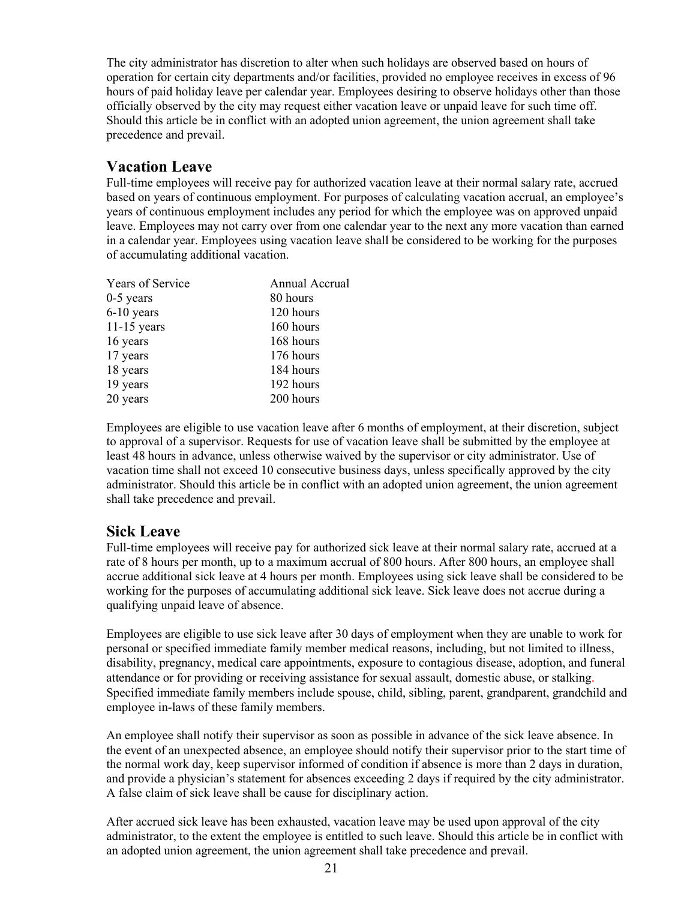The city administrator has discretion to alter when such holidays are observed based on hours of operation for certain city departments and/or facilities, provided no employee receives in excess of 96 hours of paid holiday leave per calendar year. Employees desiring to observe holidays other than those officially observed by the city may request either vacation leave or unpaid leave for such time off. Should this article be in conflict with an adopted union agreement, the union agreement shall take precedence and prevail.

## Vacation Leave

Full-time employees will receive pay for authorized vacation leave at their normal salary rate, accrued based on years of continuous employment. For purposes of calculating vacation accrual, an employee's years of continuous employment includes any period for which the employee was on approved unpaid leave. Employees may not carry over from one calendar year to the next any more vacation than earned in a calendar year. Employees using vacation leave shall be considered to be working for the purposes of accumulating additional vacation.

| Years of Service | Annual Accrual |
|---|---|
| 0-5 years | 80 hours |
| 6-10 years | 120 hours |
| 11-15 years | 160 hours |
| 16 years | 168 hours |
| 17 years | 176 hours |
| 18 years | 184 hours |
| 19 years | 192 hours |
| 20 years | 200 hours |

Employees are eligible to use vacation leave after 6 months of employment, at their discretion, subject to approval of a supervisor. Requests for use of vacation leave shall be submitted by the employee at least 48 hours in advance, unless otherwise waived by the supervisor or city administrator. Use of vacation time shall not exceed 10 consecutive business days, unless specifically approved by the city administrator. Should this article be in conflict with an adopted union agreement, the union agreement shall take precedence and prevail.

## Sick Leave

Full-time employees will receive pay for authorized sick leave at their normal salary rate, accrued at a rate of 8 hours per month, up to a maximum accrual of 800 hours. After 800 hours, an employee shall accrue additional sick leave at 4 hours per month. Employees using sick leave shall be considered to be working for the purposes of accumulating additional sick leave. Sick leave does not accrue during a qualifying unpaid leave of absence.

Employees are eligible to use sick leave after 30 days of employment when they are unable to work for personal or specified immediate family member medical reasons, including, but not limited to illness, disability, pregnancy, medical care appointments, exposure to contagious disease, adoption, and funeral attendance or for providing or receiving assistance for sexual assault, domestic abuse, or stalking. Specified immediate family members include spouse, child, sibling, parent, grandparent, grandchild and employee in-laws of these family members.

An employee shall notify their supervisor as soon as possible in advance of the sick leave absence. In the event of an unexpected absence, an employee should notify their supervisor prior to the start time of the normal work day, keep supervisor informed of condition if absence is more than 2 days in duration, and provide a physician's statement for absences exceeding 2 days if required by the city administrator. A false claim of sick leave shall be cause for disciplinary action.

After accrued sick leave has been exhausted, vacation leave may be used upon approval of the city administrator, to the extent the employee is entitled to such leave. Should this article be in conflict with an adopted union agreement, the union agreement shall take precedence and prevail.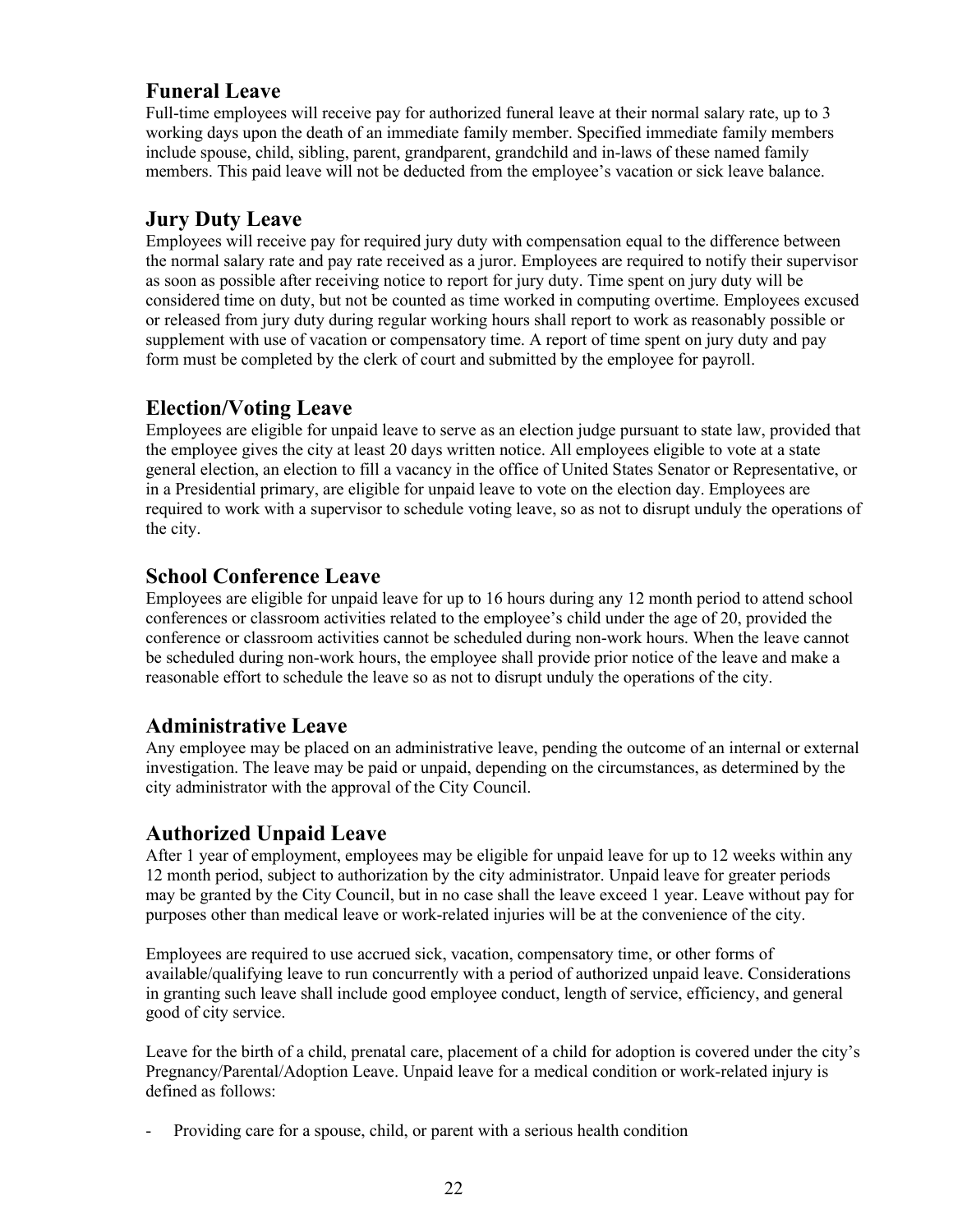## Funeral Leave

Full-time employees will receive pay for authorized funeral leave at their normal salary rate, up to 3 working days upon the death of an immediate family member. Specified immediate family members include spouse, child, sibling, parent, grandparent, grandchild and in-laws of these named family members. This paid leave will not be deducted from the employee's vacation or sick leave balance.

## Jury Duty Leave

Employees will receive pay for required jury duty with compensation equal to the difference between the normal salary rate and pay rate received as a juror. Employees are required to notify their supervisor as soon as possible after receiving notice to report for jury duty. Time spent on jury duty will be considered time on duty, but not be counted as time worked in computing overtime. Employees excused or released from jury duty during regular working hours shall report to work as reasonably possible or supplement with use of vacation or compensatory time. A report of time spent on jury duty and pay form must be completed by the clerk of court and submitted by the employee for payroll.

## Election/Voting Leave

Employees are eligible for unpaid leave to serve as an election judge pursuant to state law, provided that the employee gives the city at least 20 days written notice. All employees eligible to vote at a state general election, an election to fill a vacancy in the office of United States Senator or Representative, or in a Presidential primary, are eligible for unpaid leave to vote on the election day. Employees are required to work with a supervisor to schedule voting leave, so as not to disrupt unduly the operations of the city.

## School Conference Leave

Employees are eligible for unpaid leave for up to 16 hours during any 12 month period to attend school conferences or classroom activities related to the employee's child under the age of 20, provided the conference or classroom activities cannot be scheduled during non-work hours. When the leave cannot be scheduled during non-work hours, the employee shall provide prior notice of the leave and make a reasonable effort to schedule the leave so as not to disrupt unduly the operations of the city.

## Administrative Leave

Any employee may be placed on an administrative leave, pending the outcome of an internal or external investigation. The leave may be paid or unpaid, depending on the circumstances, as determined by the city administrator with the approval of the City Council.

## Authorized Unpaid Leave

After 1 year of employment, employees may be eligible for unpaid leave for up to 12 weeks within any 12 month period, subject to authorization by the city administrator. Unpaid leave for greater periods may be granted by the City Council, but in no case shall the leave exceed 1 year. Leave without pay for purposes other than medical leave or work-related injuries will be at the convenience of the city.

Employees are required to use accrued sick, vacation, compensatory time, or other forms of available/qualifying leave to run concurrently with a period of authorized unpaid leave. Considerations in granting such leave shall include good employee conduct, length of service, efficiency, and general good of city service.

Leave for the birth of a child, prenatal care, placement of a child for adoption is covered under the city's Pregnancy/Parental/Adoption Leave. Unpaid leave for a medical condition or work-related injury is defined as follows:

- Providing care for a spouse, child, or parent with a serious health condition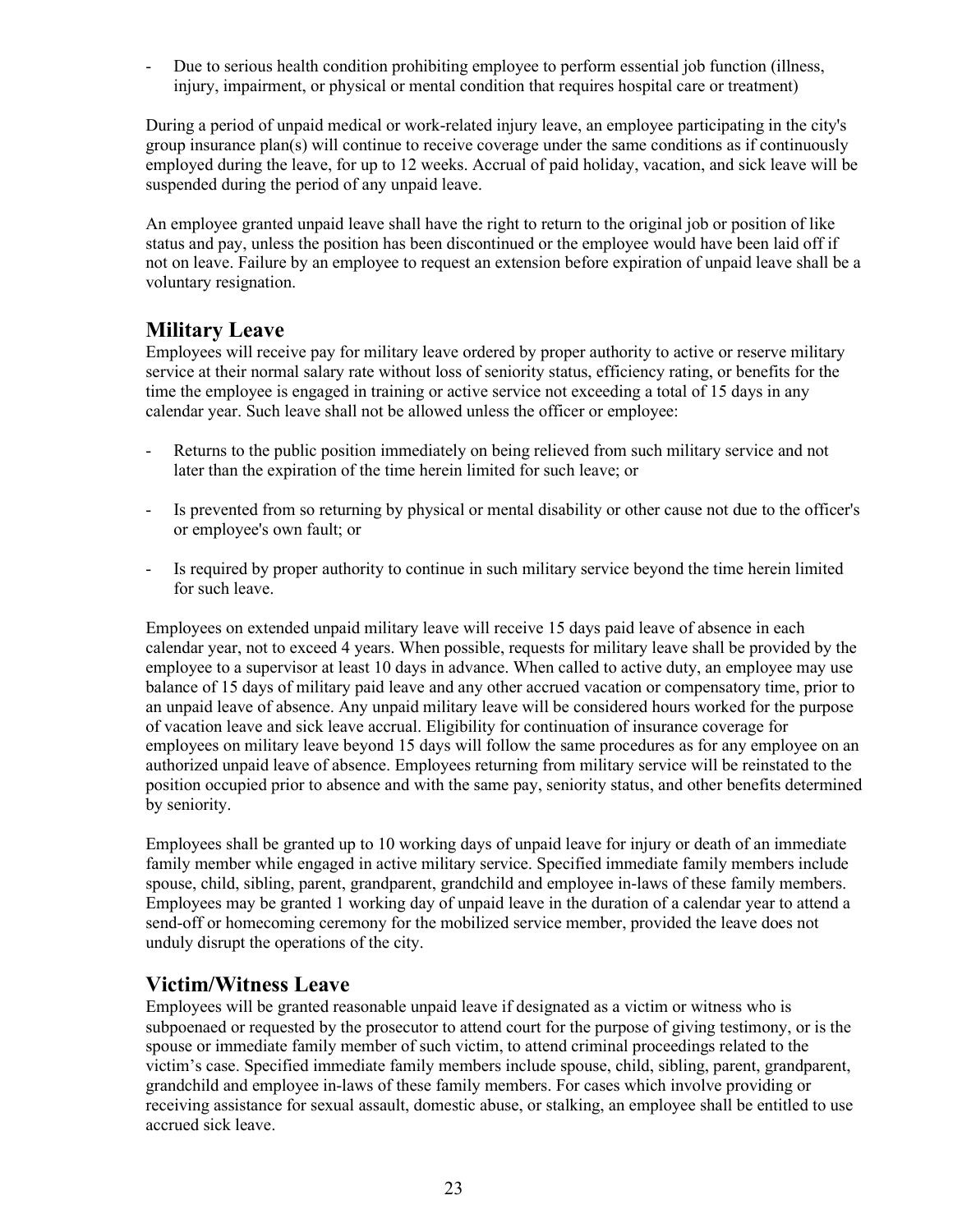- Due to serious health condition prohibiting employee to perform essential job function (illness, injury, impairment, or physical or mental condition that requires hospital care or treatment)

During a period of unpaid medical or work-related injury leave, an employee participating in the city's group insurance plan(s) will continue to receive coverage under the same conditions as if continuously employed during the leave, for up to 12 weeks. Accrual of paid holiday, vacation, and sick leave will be suspended during the period of any unpaid leave.

An employee granted unpaid leave shall have the right to return to the original job or position of like status and pay, unless the position has been discontinued or the employee would have been laid off if not on leave. Failure by an employee to request an extension before expiration of unpaid leave shall be a voluntary resignation.

## Military Leave

Employees will receive pay for military leave ordered by proper authority to active or reserve military service at their normal salary rate without loss of seniority status, efficiency rating, or benefits for the time the employee is engaged in training or active service not exceeding a total of 15 days in any calendar year. Such leave shall not be allowed unless the officer or employee:

- Returns to the public position immediately on being relieved from such military service and not later than the expiration of the time herein limited for such leave; or

- Is prevented from so returning by physical or mental disability or other cause not due to the officer's or employee's own fault; or

- Is required by proper authority to continue in such military service beyond the time herein limited for such leave.

Employees on extended unpaid military leave will receive 15 days paid leave of absence in each calendar year, not to exceed 4 years. When possible, requests for military leave shall be provided by the employee to a supervisor at least 10 days in advance. When called to active duty, an employee may use balance of 15 days of military paid leave and any other accrued vacation or compensatory time, prior to an unpaid leave of absence. Any unpaid military leave will be considered hours worked for the purpose of vacation leave and sick leave accrual. Eligibility for continuation of insurance coverage for employees on military leave beyond 15 days will follow the same procedures as for any employee on an authorized unpaid leave of absence. Employees returning from military service will be reinstated to the position occupied prior to absence and with the same pay, seniority status, and other benefits determined by seniority.

Employees shall be granted up to 10 working days of unpaid leave for injury or death of an immediate family member while engaged in active military service. Specified immediate family members include spouse, child, sibling, parent, grandparent, grandchild and employee in-laws of these family members. Employees may be granted 1 working day of unpaid leave in the duration of a calendar year to attend a send-off or homecoming ceremony for the mobilized service member, provided the leave does not unduly disrupt the operations of the city.

## Victim/Witness Leave

Employees will be granted reasonable unpaid leave if designated as a victim or witness who is subpoenaed or requested by the prosecutor to attend court for the purpose of giving testimony, or is the spouse or immediate family member of such victim, to attend criminal proceedings related to the victim's case. Specified immediate family members include spouse, child, sibling, parent, grandparent, grandchild and employee in-laws of these family members. For cases which involve providing or receiving assistance for sexual assault, domestic abuse, or stalking, an employee shall be entitled to use accrued sick leave.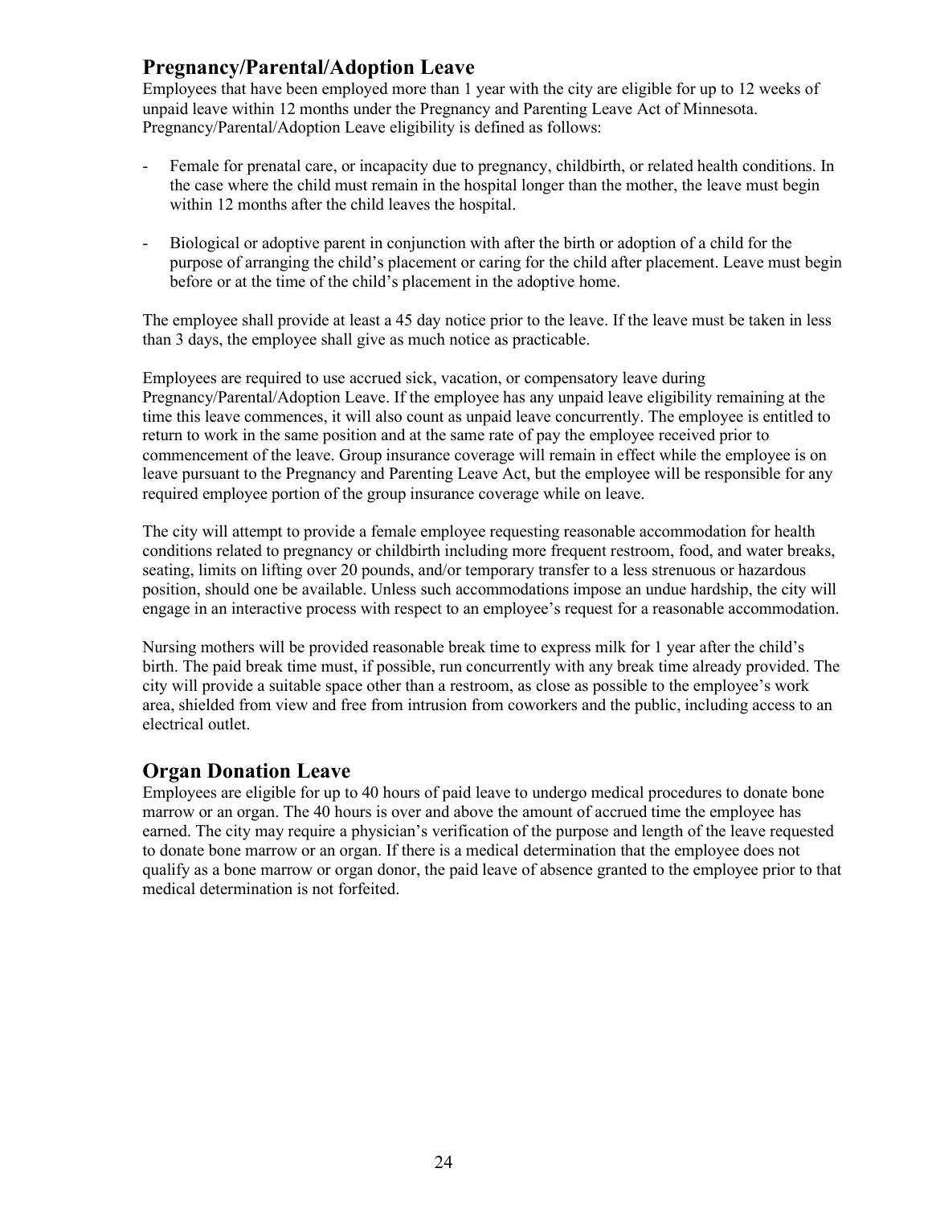## Pregnancy/Parental/Adoption Leave

Employees that have been employed more than 1 year with the city are eligible for up to 12 weeks of unpaid leave within 12 months under the Pregnancy and Parenting Leave Act of Minnesota. Pregnancy/Parental/Adoption Leave eligibility is defined as follows:

- Female for prenatal care, or incapacity due to pregnancy, childbirth, or related health conditions. In the case where the child must remain in the hospital longer than the mother, the leave must begin within 12 months after the child leaves the hospital.
- Biological or adoptive parent in conjunction with after the birth or adoption of a child for the purpose of arranging the child's placement or caring for the child after placement. Leave must begin before or at the time of the child's placement in the adoptive home.

The employee shall provide at least a 45 day notice prior to the leave. If the leave must be taken in less than 3 days, the employee shall give as much notice as practicable.

Employees are required to use accrued sick, vacation, or compensatory leave during Pregnancy/Parental/Adoption Leave. If the employee has any unpaid leave eligibility remaining at the time this leave commences, it will also count as unpaid leave concurrently. The employee is entitled to return to work in the same position and at the same rate of pay the employee received prior to commencement of the leave. Group insurance coverage will remain in effect while the employee is on leave pursuant to the Pregnancy and Parenting Leave Act, but the employee will be responsible for any required employee portion of the group insurance coverage while on leave.

The city will attempt to provide a female employee requesting reasonable accommodation for health conditions related to pregnancy or childbirth including more frequent restroom, food, and water breaks, seating, limits on lifting over 20 pounds, and/or temporary transfer to a less strenuous or hazardous position, should one be available. Unless such accommodations impose an undue hardship, the city will engage in an interactive process with respect to an employee's request for a reasonable accommodation.

Nursing mothers will be provided reasonable break time to express milk for 1 year after the child's birth. The paid break time must, if possible, run concurrently with any break time already provided. The city will provide a suitable space other than a restroom, as close as possible to the employee's work area, shielded from view and free from intrusion from coworkers and the public, including access to an electrical outlet.

## Organ Donation Leave

Employees are eligible for up to 40 hours of paid leave to undergo medical procedures to donate bone marrow or an organ. The 40 hours is over and above the amount of accrued time the employee has earned. The city may require a physician's verification of the purpose and length of the leave requested to donate bone marrow or an organ. If there is a medical determination that the employee does not qualify as a bone marrow or organ donor, the paid leave of absence granted to the employee prior to that medical determination is not forfeited.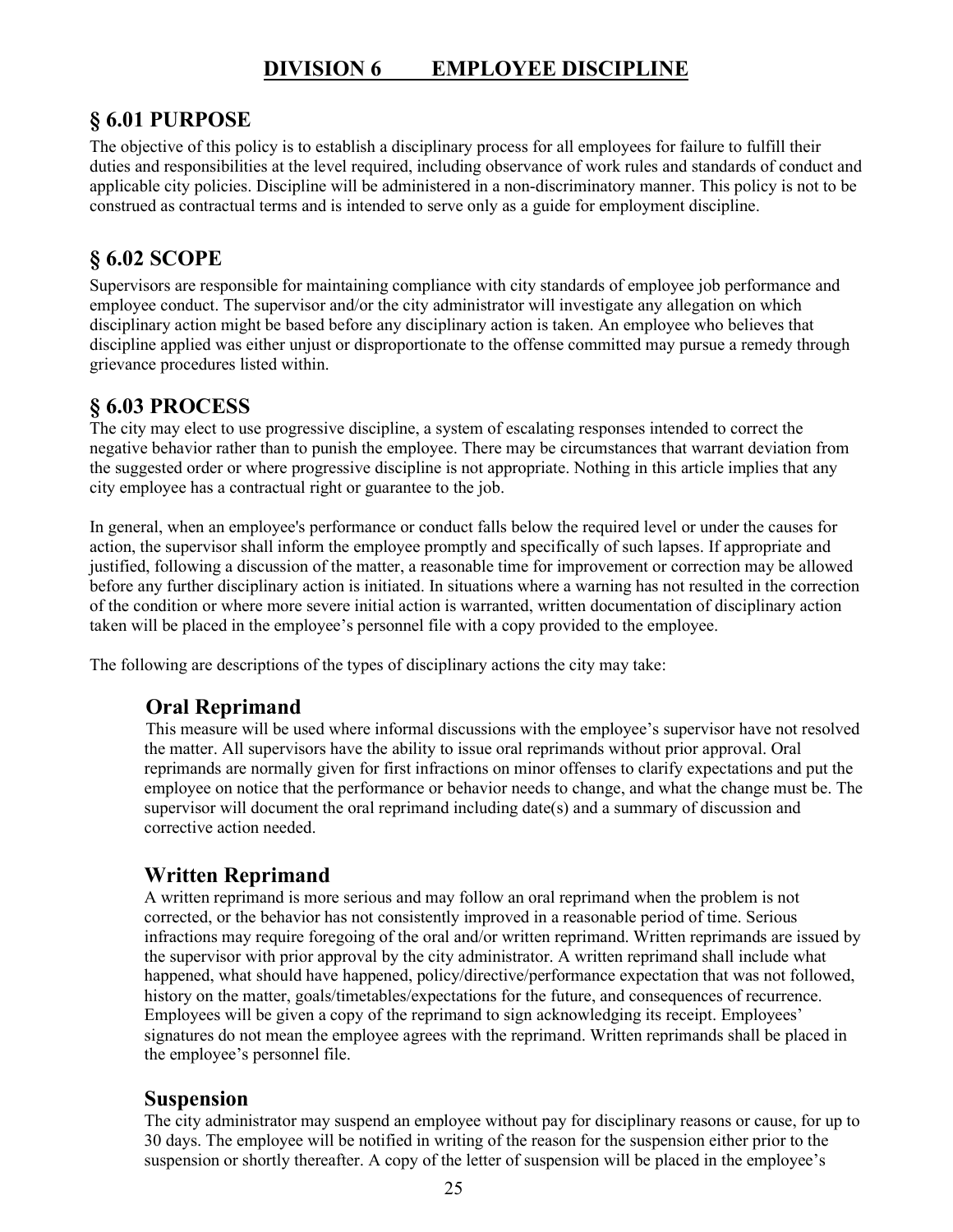# DIVISION 6 EMPLOYEE DISCIPLINE

## § 6.01 PURPOSE

The objective of this policy is to establish a disciplinary process for all employees for failure to fulfill their duties and responsibilities at the level required, including observance of work rules and standards of conduct and applicable city policies. Discipline will be administered in a non-discriminatory manner. This policy is not to be construed as contractual terms and is intended to serve only as a guide for employment discipline.

## § 6.02 SCOPE

Supervisors are responsible for maintaining compliance with city standards of employee job performance and employee conduct. The supervisor and/or the city administrator will investigate any allegation on which disciplinary action might be based before any disciplinary action is taken. An employee who believes that discipline applied was either unjust or disproportionate to the offense committed may pursue a remedy through grievance procedures listed within.

## § 6.03 PROCESS

The city may elect to use progressive discipline, a system of escalating responses intended to correct the negative behavior rather than to punish the employee. There may be circumstances that warrant deviation from the suggested order or where progressive discipline is not appropriate. Nothing in this article implies that any city employee has a contractual right or guarantee to the job.

In general, when an employee's performance or conduct falls below the required level or under the causes for action, the supervisor shall inform the employee promptly and specifically of such lapses. If appropriate and justified, following a discussion of the matter, a reasonable time for improvement or correction may be allowed before any further disciplinary action is initiated. In situations where a warning has not resulted in the correction of the condition or where more severe initial action is warranted, written documentation of disciplinary action taken will be placed in the employee's personnel file with a copy provided to the employee.

The following are descriptions of the types of disciplinary actions the city may take:

### Oral Reprimand

This measure will be used where informal discussions with the employee's supervisor have not resolved the matter. All supervisors have the ability to issue oral reprimands without prior approval. Oral reprimands are normally given for first infractions on minor offenses to clarify expectations and put the employee on notice that the performance or behavior needs to change, and what the change must be. The supervisor will document the oral reprimand including date(s) and a summary of discussion and corrective action needed.

### Written Reprimand

A written reprimand is more serious and may follow an oral reprimand when the problem is not corrected, or the behavior has not consistently improved in a reasonable period of time. Serious infractions may require foregoing of the oral and/or written reprimand. Written reprimands are issued by the supervisor with prior approval by the city administrator. A written reprimand shall include what happened, what should have happened, policy/directive/performance expectation that was not followed, history on the matter, goals/timetables/expectations for the future, and consequences of recurrence. Employees will be given a copy of the reprimand to sign acknowledging its receipt. Employees' signatures do not mean the employee agrees with the reprimand. Written reprimands shall be placed in the employee's personnel file.

### Suspension

The city administrator may suspend an employee without pay for disciplinary reasons or cause, for up to 30 days. The employee will be notified in writing of the reason for the suspension either prior to the suspension or shortly thereafter. A copy of the letter of suspension will be placed in the employee's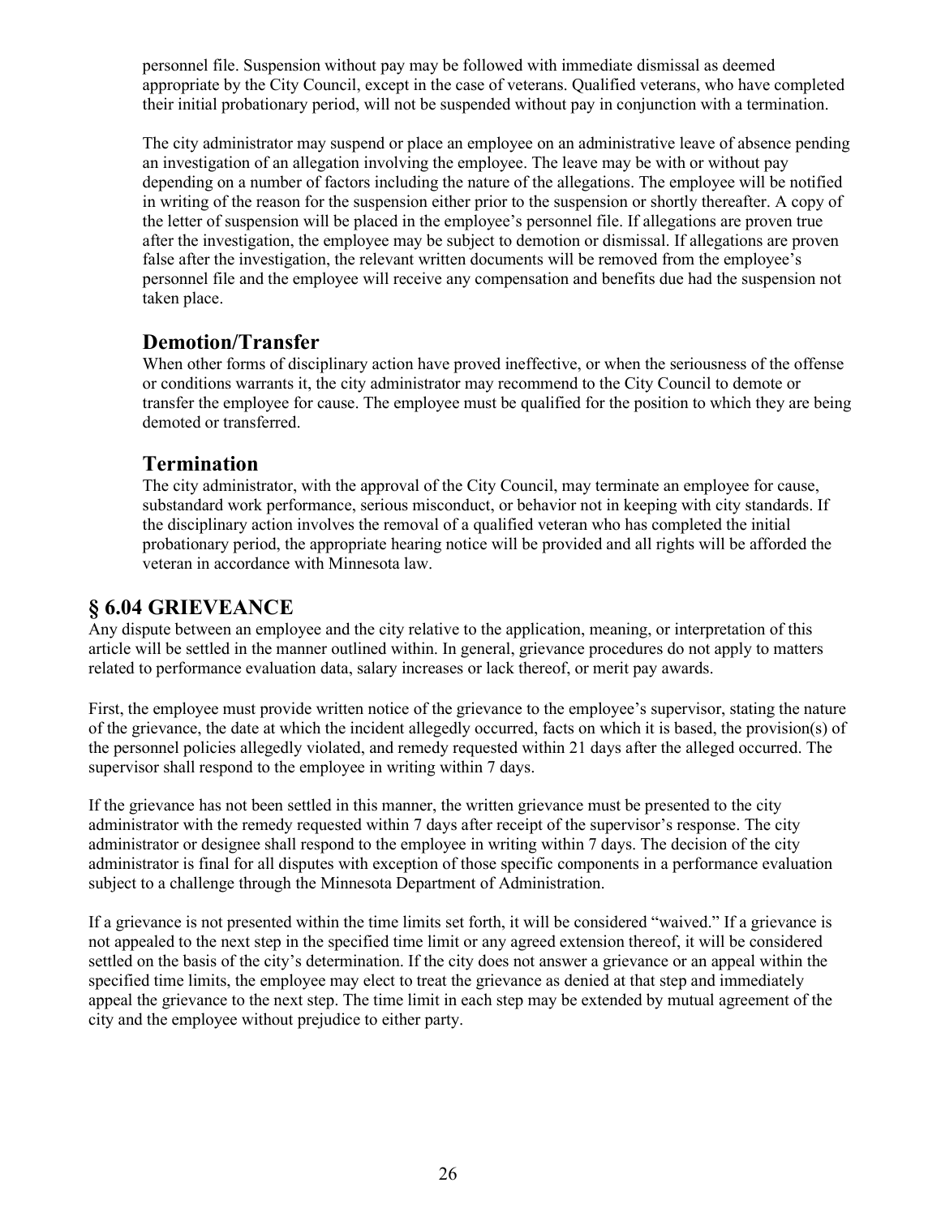personnel file. Suspension without pay may be followed with immediate dismissal as deemed appropriate by the City Council, except in the case of veterans. Qualified veterans, who have completed their initial probationary period, will not be suspended without pay in conjunction with a termination.

The city administrator may suspend or place an employee on an administrative leave of absence pending an investigation of an allegation involving the employee. The leave may be with or without pay depending on a number of factors including the nature of the allegations. The employee will be notified in writing of the reason for the suspension either prior to the suspension or shortly thereafter. A copy of the letter of suspension will be placed in the employee's personnel file. If allegations are proven true after the investigation, the employee may be subject to demotion or dismissal. If allegations are proven false after the investigation, the relevant written documents will be removed from the employee's personnel file and the employee will receive any compensation and benefits due had the suspension not taken place.

### Demotion/Transfer

When other forms of disciplinary action have proved ineffective, or when the seriousness of the offense or conditions warrants it, the city administrator may recommend to the City Council to demote or transfer the employee for cause. The employee must be qualified for the position to which they are being demoted or transferred.

### Termination

The city administrator, with the approval of the City Council, may terminate an employee for cause, substandard work performance, serious misconduct, or behavior not in keeping with city standards. If the disciplinary action involves the removal of a qualified veteran who has completed the initial probationary period, the appropriate hearing notice will be provided and all rights will be afforded the veteran in accordance with Minnesota law.

## § 6.04 GRIEVEANCE

Any dispute between an employee and the city relative to the application, meaning, or interpretation of this article will be settled in the manner outlined within. In general, grievance procedures do not apply to matters related to performance evaluation data, salary increases or lack thereof, or merit pay awards.

First, the employee must provide written notice of the grievance to the employee's supervisor, stating the nature of the grievance, the date at which the incident allegedly occurred, facts on which it is based, the provision(s) of the personnel policies allegedly violated, and remedy requested within 21 days after the alleged occurred. The supervisor shall respond to the employee in writing within 7 days.

If the grievance has not been settled in this manner, the written grievance must be presented to the city administrator with the remedy requested within 7 days after receipt of the supervisor's response. The city administrator or designee shall respond to the employee in writing within 7 days. The decision of the city administrator is final for all disputes with exception of those specific components in a performance evaluation subject to a challenge through the Minnesota Department of Administration.

If a grievance is not presented within the time limits set forth, it will be considered "waived." If a grievance is not appealed to the next step in the specified time limit or any agreed extension thereof, it will be considered settled on the basis of the city's determination. If the city does not answer a grievance or an appeal within the specified time limits, the employee may elect to treat the grievance as denied at that step and immediately appeal the grievance to the next step. The time limit in each step may be extended by mutual agreement of the city and the employee without prejudice to either party.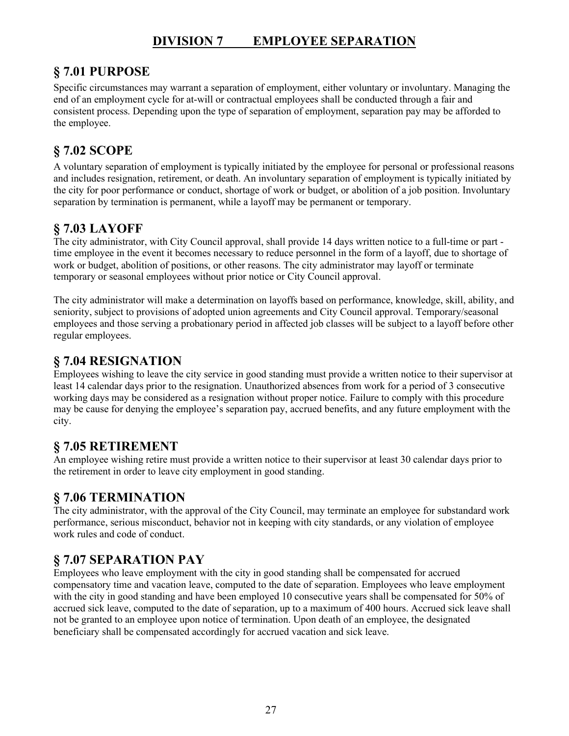# DIVISION 7 EMPLOYEE SEPARATION

## § 7.01 PURPOSE

Specific circumstances may warrant a separation of employment, either voluntary or involuntary. Managing the end of an employment cycle for at-will or contractual employees shall be conducted through a fair and consistent process. Depending upon the type of separation of employment, separation pay may be afforded to the employee.

## § 7.02 SCOPE

A voluntary separation of employment is typically initiated by the employee for personal or professional reasons and includes resignation, retirement, or death. An involuntary separation of employment is typically initiated by the city for poor performance or conduct, shortage of work or budget, or abolition of a job position. Involuntary separation by termination is permanent, while a layoff may be permanent or temporary.

## § 7.03 LAYOFF

The city administrator, with City Council approval, shall provide 14 days written notice to a full-time or part - time employee in the event it becomes necessary to reduce personnel in the form of a layoff, due to shortage of work or budget, abolition of positions, or other reasons. The city administrator may layoff or terminate temporary or seasonal employees without prior notice or City Council approval.

The city administrator will make a determination on layoffs based on performance, knowledge, skill, ability, and seniority, subject to provisions of adopted union agreements and City Council approval. Temporary/seasonal employees and those serving a probationary period in affected job classes will be subject to a layoff before other regular employees.

## § 7.04 RESIGNATION

Employees wishing to leave the city service in good standing must provide a written notice to their supervisor at least 14 calendar days prior to the resignation. Unauthorized absences from work for a period of 3 consecutive working days may be considered as a resignation without proper notice. Failure to comply with this procedure may be cause for denying the employee's separation pay, accrued benefits, and any future employment with the city.

## § 7.05 RETIREMENT

An employee wishing retire must provide a written notice to their supervisor at least 30 calendar days prior to the retirement in order to leave city employment in good standing.

## § 7.06 TERMINATION

The city administrator, with the approval of the City Council, may terminate an employee for substandard work performance, serious misconduct, behavior not in keeping with city standards, or any violation of employee work rules and code of conduct.

## § 7.07 SEPARATION PAY

Employees who leave employment with the city in good standing shall be compensated for accrued compensatory time and vacation leave, computed to the date of separation. Employees who leave employment with the city in good standing and have been employed 10 consecutive years shall be compensated for 50% of accrued sick leave, computed to the date of separation, up to a maximum of 400 hours. Accrued sick leave shall not be granted to an employee upon notice of termination. Upon death of an employee, the designated beneficiary shall be compensated accordingly for accrued vacation and sick leave.